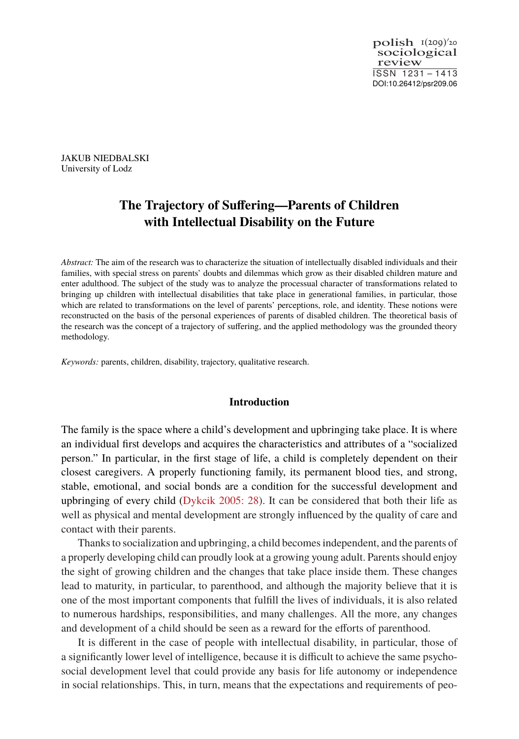JAKUB NIEDBALSKI
University of Lodz

# The Trajectory of Suffering—Parents of Children with Intellectual Disability on the Future

*Abstract:* The aim of the research was to characterize the situation of intellectually disabled individuals and their families, with special stress on parents' doubts and dilemmas which grow as their disabled children mature and enter adulthood. The subject of the study was to analyze the processual character of transformations related to bringing up children with intellectual disabilities that take place in generational families, in particular, those which are related to transformations on the level of parents' perceptions, role, and identity. These notions were reconstructed on the basis of the personal experiences of parents of disabled children. The theoretical basis of the research was the concept of a trajectory of suffering, and the applied methodology was the grounded theory methodology.

*Keywords:* parents, children, disability, trajectory, qualitative research.

## Introduction

The family is the space where a child's development and upbringing take place. It is where an individual first develops and acquires the characteristics and attributes of a "socialized person." In particular, in the first stage of life, a child is completely dependent on their closest caregivers. A properly functioning family, its permanent blood ties, and strong, stable, emotional, and social bonds are a condition for the successful development and upbringing of every child (Dykcik 2005: 28). It can be considered that both their life as well as physical and mental development are strongly influenced by the quality of care and contact with their parents.

Thanks to socialization and upbringing, a child becomes independent, and the parents of a properly developing child can proudly look at a growing young adult. Parents should enjoy the sight of growing children and the changes that take place inside them. These changes lead to maturity, in particular, to parenthood, and although the majority believe that it is one of the most important components that fulfill the lives of individuals, it is also related to numerous hardships, responsibilities, and many challenges. All the more, any changes and development of a child should be seen as a reward for the efforts of parenthood.

It is different in the case of people with intellectual disability, in particular, those of a significantly lower level of intelligence, because it is difficult to achieve the same psychosocial development level that could provide any basis for life autonomy or independence in social relationships. This, in turn, means that the expectations and requirements of peo-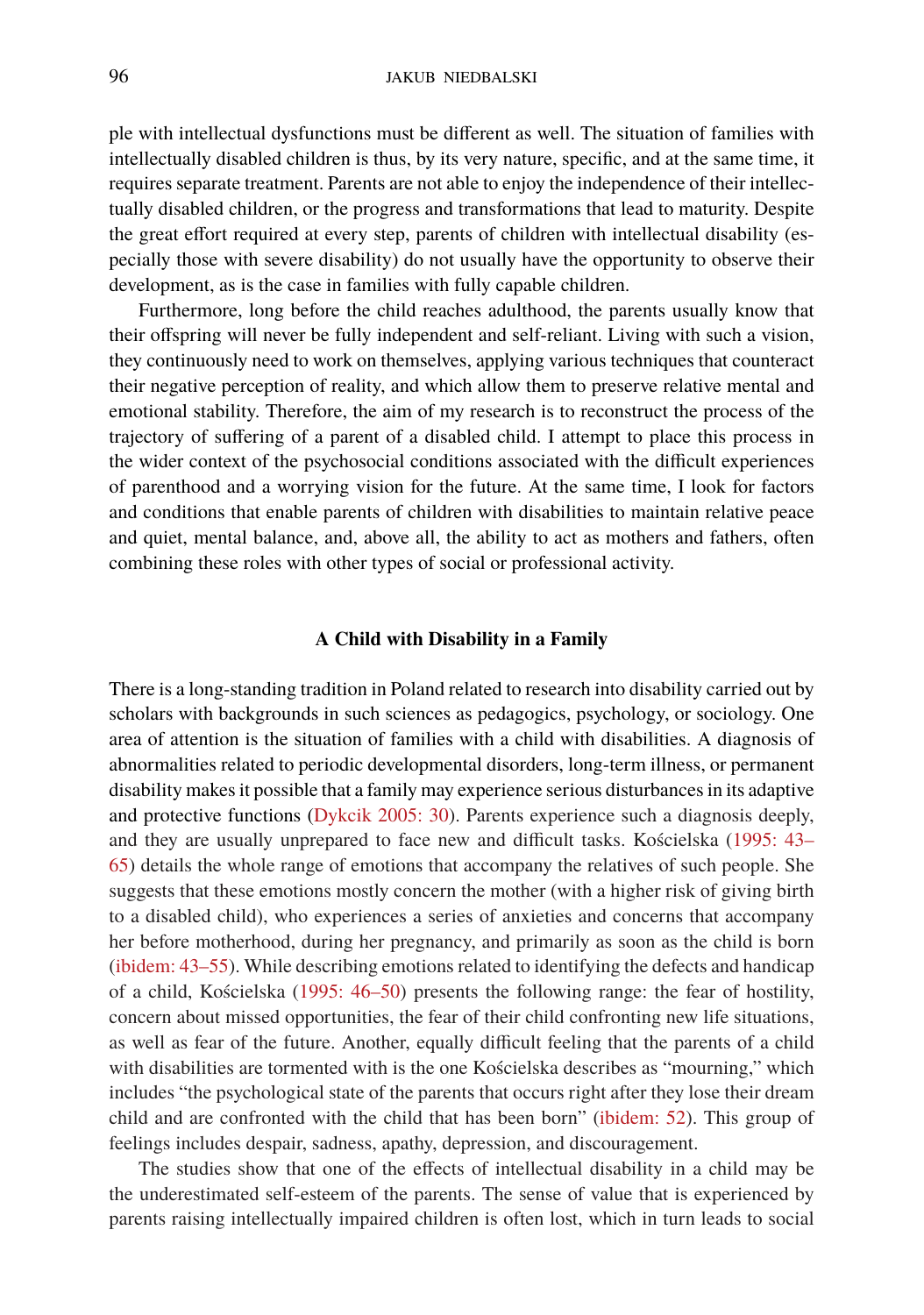ple with intellectual dysfunctions must be different as well. The situation of families with intellectually disabled children is thus, by its very nature, specific, and at the same time, it requires separate treatment. Parents are not able to enjoy the independence of their intellectually disabled children, or the progress and transformations that lead to maturity. Despite the great effort required at every step, parents of children with intellectual disability (especially those with severe disability) do not usually have the opportunity to observe their development, as is the case in families with fully capable children.

Furthermore, long before the child reaches adulthood, the parents usually know that their offspring will never be fully independent and self-reliant. Living with such a vision, they continuously need to work on themselves, applying various techniques that counteract their negative perception of reality, and which allow them to preserve relative mental and emotional stability. Therefore, the aim of my research is to reconstruct the process of the trajectory of suffering of a parent of a disabled child. I attempt to place this process in the wider context of the psychosocial conditions associated with the difficult experiences of parenthood and a worrying vision for the future. At the same time, I look for factors and conditions that enable parents of children with disabilities to maintain relative peace and quiet, mental balance, and, above all, the ability to act as mothers and fathers, often combining these roles with other types of social or professional activity.

## A Child with Disability in a Family

There is a long-standing tradition in Poland related to research into disability carried out by scholars with backgrounds in such sciences as pedagogics, psychology, or sociology. One area of attention is the situation of families with a child with disabilities. A diagnosis of abnormalities related to periodic developmental disorders, long-term illness, or permanent disability makes it possible that a family may experience serious disturbances in its adaptive and protective functions (Dykcik 2005: 30). Parents experience such a diagnosis deeply, and they are usually unprepared to face new and difficult tasks. Kościelska (1995: 43–65) details the whole range of emotions that accompany the relatives of such people. She suggests that these emotions mostly concern the mother (with a higher risk of giving birth to a disabled child), who experiences a series of anxieties and concerns that accompany her before motherhood, during her pregnancy, and primarily as soon as the child is born (ibidem: 43–55). While describing emotions related to identifying the defects and handicap of a child, Kościelska (1995: 46–50) presents the following range: the fear of hostility, concern about missed opportunities, the fear of their child confronting new life situations, as well as fear of the future. Another, equally difficult feeling that the parents of a child with disabilities are tormented with is the one Kościelska describes as "mourning," which includes "the psychological state of the parents that occurs right after they lose their dream child and are confronted with the child that has been born" (ibidem: 52). This group of feelings includes despair, sadness, apathy, depression, and discouragement.

The studies show that one of the effects of intellectual disability in a child may be the underestimated self-esteem of the parents. The sense of value that is experienced by parents raising intellectually impaired children is often lost, which in turn leads to social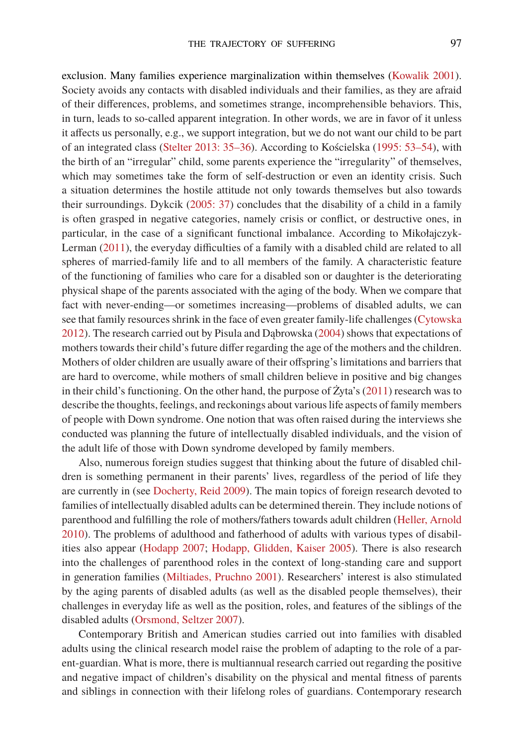exclusion. Many families experience marginalization within themselves (Kowalik 2001). Society avoids any contacts with disabled individuals and their families, as they are afraid of their differences, problems, and sometimes strange, incomprehensible behaviors. This, in turn, leads to so-called apparent integration. In other words, we are in favor of it unless it affects us personally, e.g., we support integration, but we do not want our child to be part of an integrated class (Stelter 2013: 35–36). According to Kościelska (1995: 53–54), with the birth of an "irregular" child, some parents experience the "irregularity" of themselves, which may sometimes take the form of self-destruction or even an identity crisis. Such a situation determines the hostile attitude not only towards themselves but also towards their surroundings. Dykcik (2005: 37) concludes that the disability of a child in a family is often grasped in negative categories, namely crisis or conflict, or destructive ones, in particular, in the case of a significant functional imbalance. According to Mikołajczyk-Lerman (2011), the everyday difficulties of a family with a disabled child are related to all spheres of married-family life and to all members of the family. A characteristic feature of the functioning of families who care for a disabled son or daughter is the deteriorating physical shape of the parents associated with the aging of the body. When we compare that fact with never-ending—or sometimes increasing—problems of disabled adults, we can see that family resources shrink in the face of even greater family-life challenges (Cytowska 2012). The research carried out by Pisula and Dąbrowska (2004) shows that expectations of mothers towards their child's future differ regarding the age of the mothers and the children. Mothers of older children are usually aware of their offspring's limitations and barriers that are hard to overcome, while mothers of small children believe in positive and big changes in their child's functioning. On the other hand, the purpose of Żyta's (2011) research was to describe the thoughts, feelings, and reckonings about various life aspects of family members of people with Down syndrome. One notion that was often raised during the interviews she conducted was planning the future of intellectually disabled individuals, and the vision of the adult life of those with Down syndrome developed by family members.

Also, numerous foreign studies suggest that thinking about the future of disabled children is something permanent in their parents' lives, regardless of the period of life they are currently in (see Docherty, Reid 2009). The main topics of foreign research devoted to families of intellectually disabled adults can be determined therein. They include notions of parenthood and fulfilling the role of mothers/fathers towards adult children (Heller, Arnold 2010). The problems of adulthood and fatherhood of adults with various types of disabilities also appear (Hodapp 2007; Hodapp, Glidden, Kaiser 2005). There is also research into the challenges of parenthood roles in the context of long-standing care and support in generation families (Miltiades, Pruchno 2001). Researchers' interest is also stimulated by the aging parents of disabled adults (as well as the disabled people themselves), their challenges in everyday life as well as the position, roles, and features of the siblings of the disabled adults (Orsmond, Seltzer 2007).

Contemporary British and American studies carried out into families with disabled adults using the clinical research model raise the problem of adapting to the role of a parent-guardian. What is more, there is multiannual research carried out regarding the positive and negative impact of children's disability on the physical and mental fitness of parents and siblings in connection with their lifelong roles of guardians. Contemporary research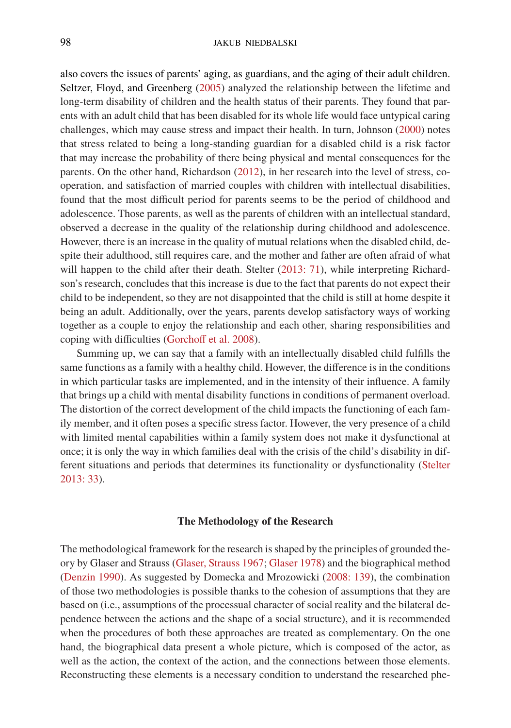also covers the issues of parents' aging, as guardians, and the aging of their adult children. Seltzer, Floyd, and Greenberg (2005) analyzed the relationship between the lifetime and long-term disability of children and the health status of their parents. They found that parents with an adult child that has been disabled for its whole life would face untypical caring challenges, which may cause stress and impact their health. In turn, Johnson (2000) notes that stress related to being a long-standing guardian for a disabled child is a risk factor that may increase the probability of there being physical and mental consequences for the parents. On the other hand, Richardson (2012), in her research into the level of stress, cooperation, and satisfaction of married couples with children with intellectual disabilities, found that the most difficult period for parents seems to be the period of childhood and adolescence. Those parents, as well as the parents of children with an intellectual standard, observed a decrease in the quality of the relationship during childhood and adolescence. However, there is an increase in the quality of mutual relations when the disabled child, despite their adulthood, still requires care, and the mother and father are often afraid of what will happen to the child after their death. Stelter (2013: 71), while interpreting Richardson's research, concludes that this increase is due to the fact that parents do not expect their child to be independent, so they are not disappointed that the child is still at home despite it being an adult. Additionally, over the years, parents develop satisfactory ways of working together as a couple to enjoy the relationship and each other, sharing responsibilities and coping with difficulties (Gorchoff et al. 2008).

Summing up, we can say that a family with an intellectually disabled child fulfills the same functions as a family with a healthy child. However, the difference is in the conditions in which particular tasks are implemented, and in the intensity of their influence. A family that brings up a child with mental disability functions in conditions of permanent overload. The distortion of the correct development of the child impacts the functioning of each family member, and it often poses a specific stress factor. However, the very presence of a child with limited mental capabilities within a family system does not make it dysfunctional at once; it is only the way in which families deal with the crisis of the child's disability in different situations and periods that determines its functionality or dysfunctionality (Stelter 2013: 33).

## The Methodology of the Research

The methodological framework for the research is shaped by the principles of grounded theory by Glaser and Strauss (Glaser, Strauss 1967; Glaser 1978) and the biographical method (Denzin 1990). As suggested by Domecka and Mrozowicki (2008: 139), the combination of those two methodologies is possible thanks to the cohesion of assumptions that they are based on (i.e., assumptions of the processual character of social reality and the bilateral dependence between the actions and the shape of a social structure), and it is recommended when the procedures of both these approaches are treated as complementary. On the one hand, the biographical data present a whole picture, which is composed of the actor, as well as the action, the context of the action, and the connections between those elements. Reconstructing these elements is a necessary condition to understand the researched phe-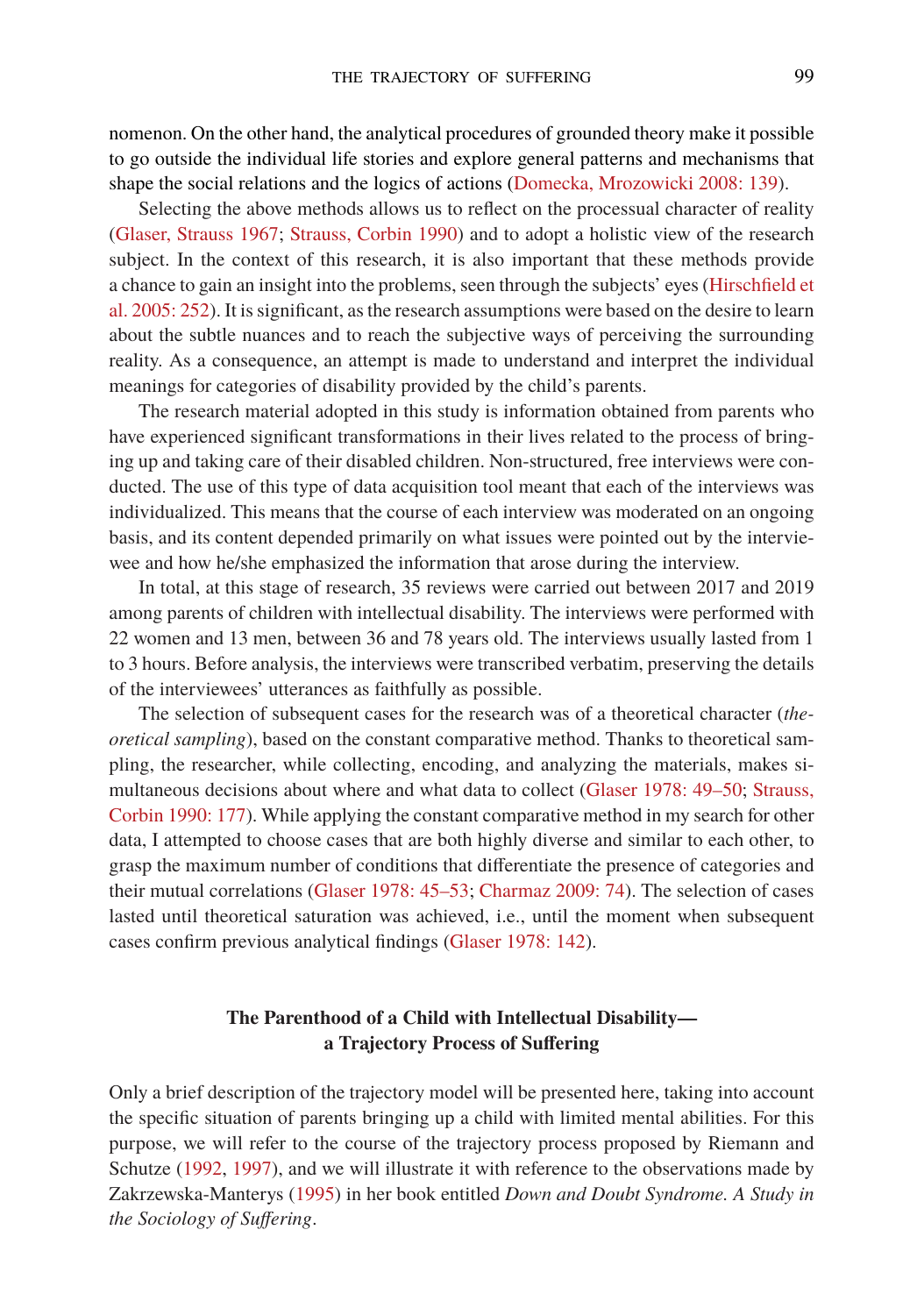nomenon. On the other hand, the analytical procedures of grounded theory make it possible to go outside the individual life stories and explore general patterns and mechanisms that shape the social relations and the logics of actions (Domecka, Mrozowicki 2008: 139).

Selecting the above methods allows us to reflect on the processual character of reality (Glaser, Strauss 1967; Strauss, Corbin 1990) and to adopt a holistic view of the research subject. In the context of this research, it is also important that these methods provide a chance to gain an insight into the problems, seen through the subjects' eyes (Hirschfield et al. 2005: 252). It is significant, as the research assumptions were based on the desire to learn about the subtle nuances and to reach the subjective ways of perceiving the surrounding reality. As a consequence, an attempt is made to understand and interpret the individual meanings for categories of disability provided by the child's parents.

The research material adopted in this study is information obtained from parents who have experienced significant transformations in their lives related to the process of bringing up and taking care of their disabled children. Non-structured, free interviews were conducted. The use of this type of data acquisition tool meant that each of the interviews was individualized. This means that the course of each interview was moderated on an ongoing basis, and its content depended primarily on what issues were pointed out by the interviewee and how he/she emphasized the information that arose during the interview.

In total, at this stage of research, 35 reviews were carried out between 2017 and 2019 among parents of children with intellectual disability. The interviews were performed with 22 women and 13 men, between 36 and 78 years old. The interviews usually lasted from 1 to 3 hours. Before analysis, the interviews were transcribed verbatim, preserving the details of the interviewees' utterances as faithfully as possible.

The selection of subsequent cases for the research was of a theoretical character (*theoretical sampling*), based on the constant comparative method. Thanks to theoretical sampling, the researcher, while collecting, encoding, and analyzing the materials, makes simultaneous decisions about where and what data to collect (Glaser 1978: 49–50; Strauss, Corbin 1990: 177). While applying the constant comparative method in my search for other data, I attempted to choose cases that are both highly diverse and similar to each other, to grasp the maximum number of conditions that differentiate the presence of categories and their mutual correlations (Glaser 1978: 45–53; Charmaz 2009: 74). The selection of cases lasted until theoretical saturation was achieved, i.e., until the moment when subsequent cases confirm previous analytical findings (Glaser 1978: 142).

## The Parenthood of a Child with Intellectual Disability—a Trajectory Process of Suffering

Only a brief description of the trajectory model will be presented here, taking into account the specific situation of parents bringing up a child with limited mental abilities. For this purpose, we will refer to the course of the trajectory process proposed by Riemann and Schutze (1992, 1997), and we will illustrate it with reference to the observations made by Zakrzewska-Manterys (1995) in her book entitled *Down and Doubt Syndrome. A Study in the Sociology of Suffering*.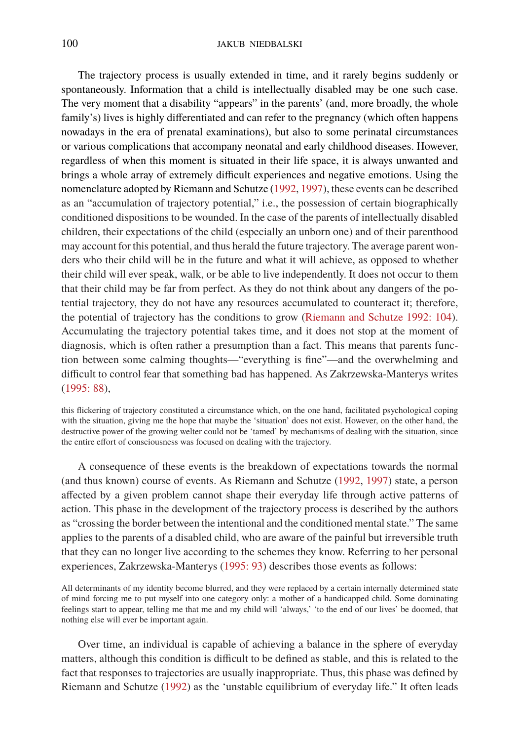The trajectory process is usually extended in time, and it rarely begins suddenly or spontaneously. Information that a child is intellectually disabled may be one such case. The very moment that a disability "appears" in the parents' (and, more broadly, the whole family's) lives is highly differentiated and can refer to the pregnancy (which often happens nowadays in the era of prenatal examinations), but also to some perinatal circumstances or various complications that accompany neonatal and early childhood diseases. However, regardless of when this moment is situated in their life space, it is always unwanted and brings a whole array of extremely difficult experiences and negative emotions. Using the nomenclature adopted by Riemann and Schutze (1992, 1997), these events can be described as an "accumulation of trajectory potential," i.e., the possession of certain biographically conditioned dispositions to be wounded. In the case of the parents of intellectually disabled children, their expectations of the child (especially an unborn one) and of their parenthood may account for this potential, and thus herald the future trajectory. The average parent wonders who their child will be in the future and what it will achieve, as opposed to whether their child will ever speak, walk, or be able to live independently. It does not occur to them that their child may be far from perfect. As they do not think about any dangers of the potential trajectory, they do not have any resources accumulated to counteract it; therefore, the potential of trajectory has the conditions to grow (Riemann and Schutze 1992: 104). Accumulating the trajectory potential takes time, and it does not stop at the moment of diagnosis, which is often rather a presumption than a fact. This means that parents function between some calming thoughts—"everything is fine"—and the overwhelming and difficult to control fear that something bad has happened. As Zakrzewska-Manterys writes (1995: 88),

> this flickering of trajectory constituted a circumstance which, on the one hand, facilitated psychological coping with the situation, giving me the hope that maybe the 'situation' does not exist. However, on the other hand, the destructive power of the growing welter could not be 'tamed' by mechanisms of dealing with the situation, since the entire effort of consciousness was focused on dealing with the trajectory.

A consequence of these events is the breakdown of expectations towards the normal (and thus known) course of events. As Riemann and Schutze (1992, 1997) state, a person affected by a given problem cannot shape their everyday life through active patterns of action. This phase in the development of the trajectory process is described by the authors as "crossing the border between the intentional and the conditioned mental state." The same applies to the parents of a disabled child, who are aware of the painful but irreversible truth that they can no longer live according to the schemes they know. Referring to her personal experiences, Zakrzewska-Manterys (1995: 93) describes those events as follows:

> All determinants of my identity become blurred, and they were replaced by a certain internally determined state of mind forcing me to put myself into one category only: a mother of a handicapped child. Some dominating feelings start to appear, telling me that me and my child will 'always,' 'to the end of our lives' be doomed, that nothing else will ever be important again.

Over time, an individual is capable of achieving a balance in the sphere of everyday matters, although this condition is difficult to be defined as stable, and this is related to the fact that responses to trajectories are usually inappropriate. Thus, this phase was defined by Riemann and Schutze (1992) as the 'unstable equilibrium of everyday life." It often leads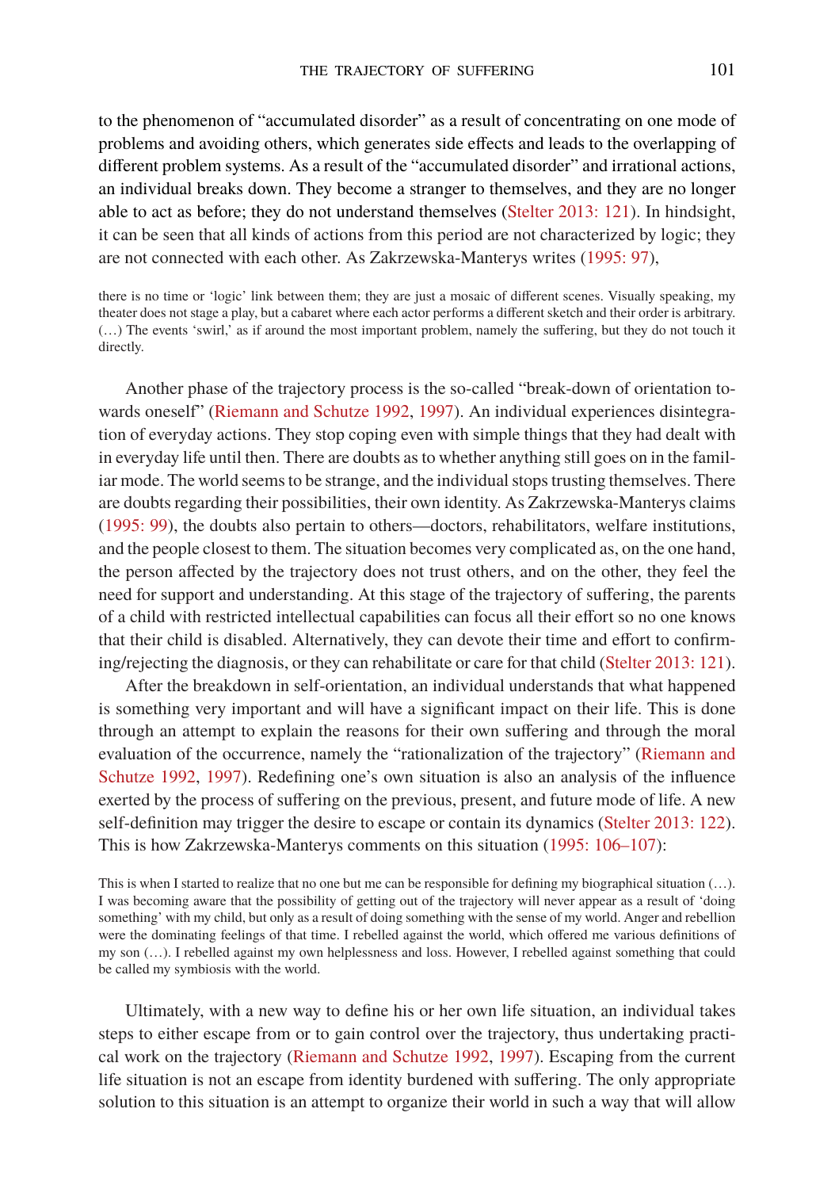to the phenomenon of "accumulated disorder" as a result of concentrating on one mode of problems and avoiding others, which generates side effects and leads to the overlapping of different problem systems. As a result of the "accumulated disorder" and irrational actions, an individual breaks down. They become a stranger to themselves, and they are no longer able to act as before; they do not understand themselves (Stelter 2013: 121). In hindsight, it can be seen that all kinds of actions from this period are not characterized by logic; they are not connected with each other. As Zakrzewska-Manterys writes (1995: 97),

> there is no time or 'logic' link between them; they are just a mosaic of different scenes. Visually speaking, my theater does not stage a play, but a cabaret where each actor performs a different sketch and their order is arbitrary. (…) The events 'swirl,' as if around the most important problem, namely the suffering, but they do not touch it directly.

Another phase of the trajectory process is the so-called "break-down of orientation towards oneself" (Riemann and Schutze 1992, 1997). An individual experiences disintegration of everyday actions. They stop coping even with simple things that they had dealt with in everyday life until then. There are doubts as to whether anything still goes on in the familiar mode. The world seems to be strange, and the individual stops trusting themselves. There are doubts regarding their possibilities, their own identity. As Zakrzewska-Manterys claims (1995: 99), the doubts also pertain to others—doctors, rehabilitators, welfare institutions, and the people closest to them. The situation becomes very complicated as, on the one hand, the person affected by the trajectory does not trust others, and on the other, they feel the need for support and understanding. At this stage of the trajectory of suffering, the parents of a child with restricted intellectual capabilities can focus all their effort so no one knows that their child is disabled. Alternatively, they can devote their time and effort to confirming/rejecting the diagnosis, or they can rehabilitate or care for that child (Stelter 2013: 121).

After the breakdown in self-orientation, an individual understands that what happened is something very important and will have a significant impact on their life. This is done through an attempt to explain the reasons for their own suffering and through the moral evaluation of the occurrence, namely the "rationalization of the trajectory" (Riemann and Schutze 1992, 1997). Redefining one's own situation is also an analysis of the influence exerted by the process of suffering on the previous, present, and future mode of life. A new self-definition may trigger the desire to escape or contain its dynamics (Stelter 2013: 122). This is how Zakrzewska-Manterys comments on this situation (1995: 106–107):

> This is when I started to realize that no one but me can be responsible for defining my biographical situation (…). I was becoming aware that the possibility of getting out of the trajectory will never appear as a result of 'doing something' with my child, but only as a result of doing something with the sense of my world. Anger and rebellion were the dominating feelings of that time. I rebelled against the world, which offered me various definitions of my son (…). I rebelled against my own helplessness and loss. However, I rebelled against something that could be called my symbiosis with the world.

Ultimately, with a new way to define his or her own life situation, an individual takes steps to either escape from or to gain control over the trajectory, thus undertaking practical work on the trajectory (Riemann and Schutze 1992, 1997). Escaping from the current life situation is not an escape from identity burdened with suffering. The only appropriate solution to this situation is an attempt to organize their world in such a way that will allow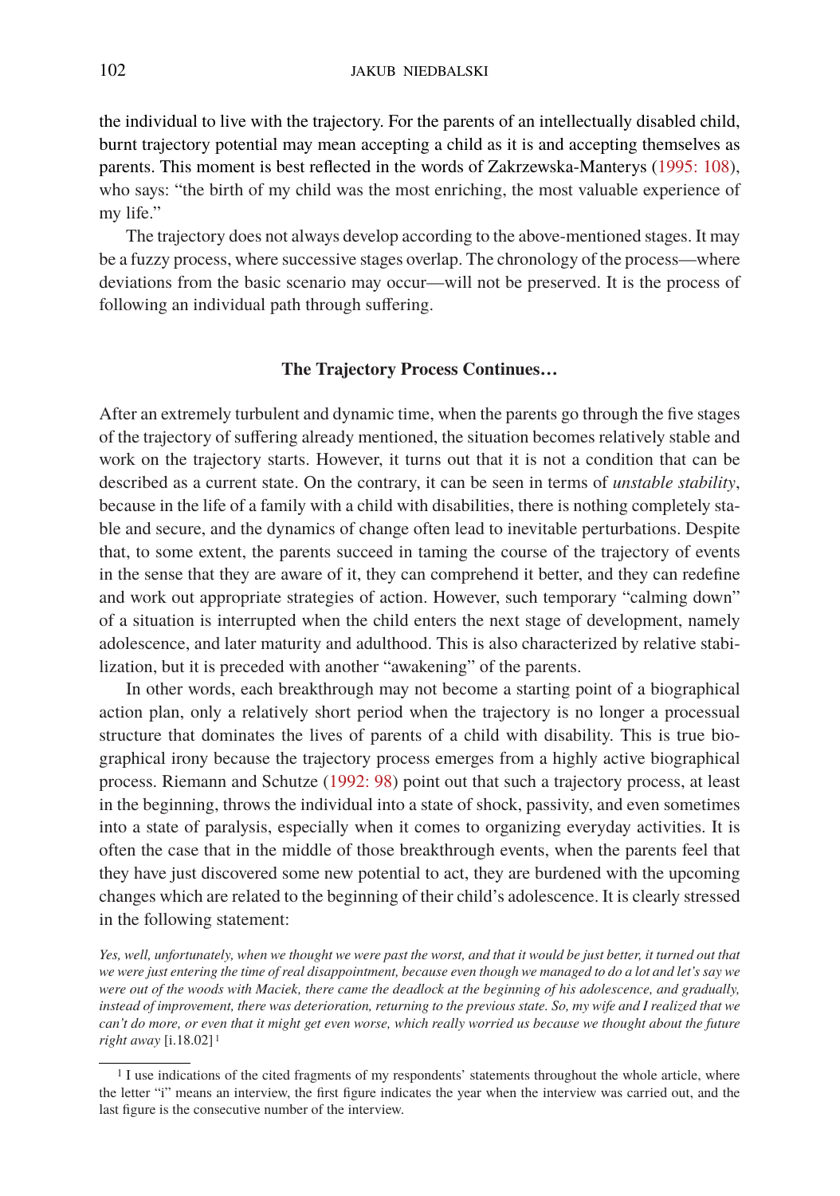the individual to live with the trajectory. For the parents of an intellectually disabled child, burnt trajectory potential may mean accepting a child as it is and accepting themselves as parents. This moment is best reflected in the words of Zakrzewska-Manterys (1995: 108), who says: "the birth of my child was the most enriching, the most valuable experience of my life."

The trajectory does not always develop according to the above-mentioned stages. It may be a fuzzy process, where successive stages overlap. The chronology of the process—where deviations from the basic scenario may occur—will not be preserved. It is the process of following an individual path through suffering.

## The Trajectory Process Continues…

After an extremely turbulent and dynamic time, when the parents go through the five stages of the trajectory of suffering already mentioned, the situation becomes relatively stable and work on the trajectory starts. However, it turns out that it is not a condition that can be described as a current state. On the contrary, it can be seen in terms of *unstable stability*, because in the life of a family with a child with disabilities, there is nothing completely stable and secure, and the dynamics of change often lead to inevitable perturbations. Despite that, to some extent, the parents succeed in taming the course of the trajectory of events in the sense that they are aware of it, they can comprehend it better, and they can redefine and work out appropriate strategies of action. However, such temporary "calming down" of a situation is interrupted when the child enters the next stage of development, namely adolescence, and later maturity and adulthood. This is also characterized by relative stabilization, but it is preceded with another "awakening" of the parents.

In other words, each breakthrough may not become a starting point of a biographical action plan, only a relatively short period when the trajectory is no longer a processual structure that dominates the lives of parents of a child with disability. This is true biographical irony because the trajectory process emerges from a highly active biographical process. Riemann and Schutze (1992: 98) point out that such a trajectory process, at least in the beginning, throws the individual into a state of shock, passivity, and even sometimes into a state of paralysis, especially when it comes to organizing everyday activities. It is often the case that in the middle of those breakthrough events, when the parents feel that they have just discovered some new potential to act, they are burdened with the upcoming changes which are related to the beginning of their child's adolescence. It is clearly stressed in the following statement:

*Yes, well, unfortunately, when we thought we were past the worst, and that it would be just better, it turned out that we were just entering the time of real disappointment, because even though we managed to do a lot and let's say we were out of the woods with Maciek, there came the deadlock at the beginning of his adolescence, and gradually, instead of improvement, there was deterioration, returning to the previous state. So, my wife and I realized that we can't do more, or even that it might get even worse, which really worried us because we thought about the future right away* [i.18.02][1]

[1] I use indications of the cited fragments of my respondents' statements throughout the whole article, where the letter "i" means an interview, the first figure indicates the year when the interview was carried out, and the last figure is the consecutive number of the interview.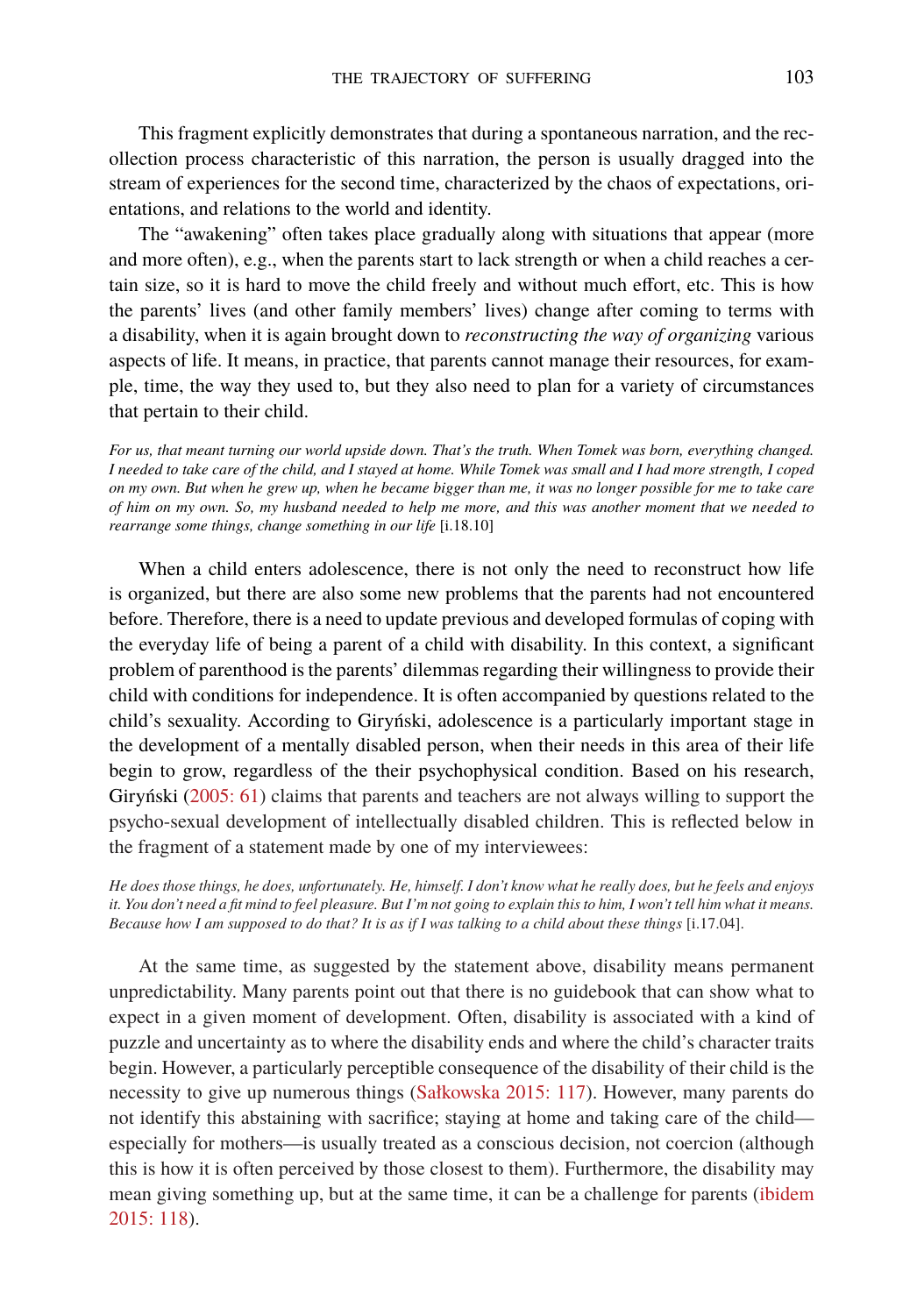This fragment explicitly demonstrates that during a spontaneous narration, and the recollection process characteristic of this narration, the person is usually dragged into the stream of experiences for the second time, characterized by the chaos of expectations, orientations, and relations to the world and identity.

The "awakening" often takes place gradually along with situations that appear (more and more often), e.g., when the parents start to lack strength or when a child reaches a certain size, so it is hard to move the child freely and without much effort, etc. This is how the parents' lives (and other family members' lives) change after coming to terms with a disability, when it is again brought down to *reconstructing the way of organizing* various aspects of life. It means, in practice, that parents cannot manage their resources, for example, time, the way they used to, but they also need to plan for a variety of circumstances that pertain to their child.

*For us, that meant turning our world upside down. That's the truth. When Tomek was born, everything changed. I needed to take care of the child, and I stayed at home. While Tomek was small and I had more strength, I coped on my own. But when he grew up, when he became bigger than me, it was no longer possible for me to take care of him on my own. So, my husband needed to help me more, and this was another moment that we needed to rearrange some things, change something in our life* [i.18.10]

When a child enters adolescence, there is not only the need to reconstruct how life is organized, but there are also some new problems that the parents had not encountered before. Therefore, there is a need to update previous and developed formulas of coping with the everyday life of being a parent of a child with disability. In this context, a significant problem of parenthood is the parents' dilemmas regarding their willingness to provide their child with conditions for independence. It is often accompanied by questions related to the child's sexuality. According to Giryński, adolescence is a particularly important stage in the development of a mentally disabled person, when their needs in this area of their life begin to grow, regardless of the their psychophysical condition. Based on his research, Giryński (2005: 61) claims that parents and teachers are not always willing to support the psycho-sexual development of intellectually disabled children. This is reflected below in the fragment of a statement made by one of my interviewees:

*He does those things, he does, unfortunately. He, himself. I don't know what he really does, but he feels and enjoys it. You don't need a fit mind to feel pleasure. But I'm not going to explain this to him, I won't tell him what it means. Because how I am supposed to do that? It is as if I was talking to a child about these things* [i.17.04].

At the same time, as suggested by the statement above, disability means permanent unpredictability. Many parents point out that there is no guidebook that can show what to expect in a given moment of development. Often, disability is associated with a kind of puzzle and uncertainty as to where the disability ends and where the child's character traits begin. However, a particularly perceptible consequence of the disability of their child is the necessity to give up numerous things (Sałkowska 2015: 117). However, many parents do not identify this abstaining with sacrifice; staying at home and taking care of the child—especially for mothers—is usually treated as a conscious decision, not coercion (although this is how it is often perceived by those closest to them). Furthermore, the disability may mean giving something up, but at the same time, it can be a challenge for parents (ibidem 2015: 118).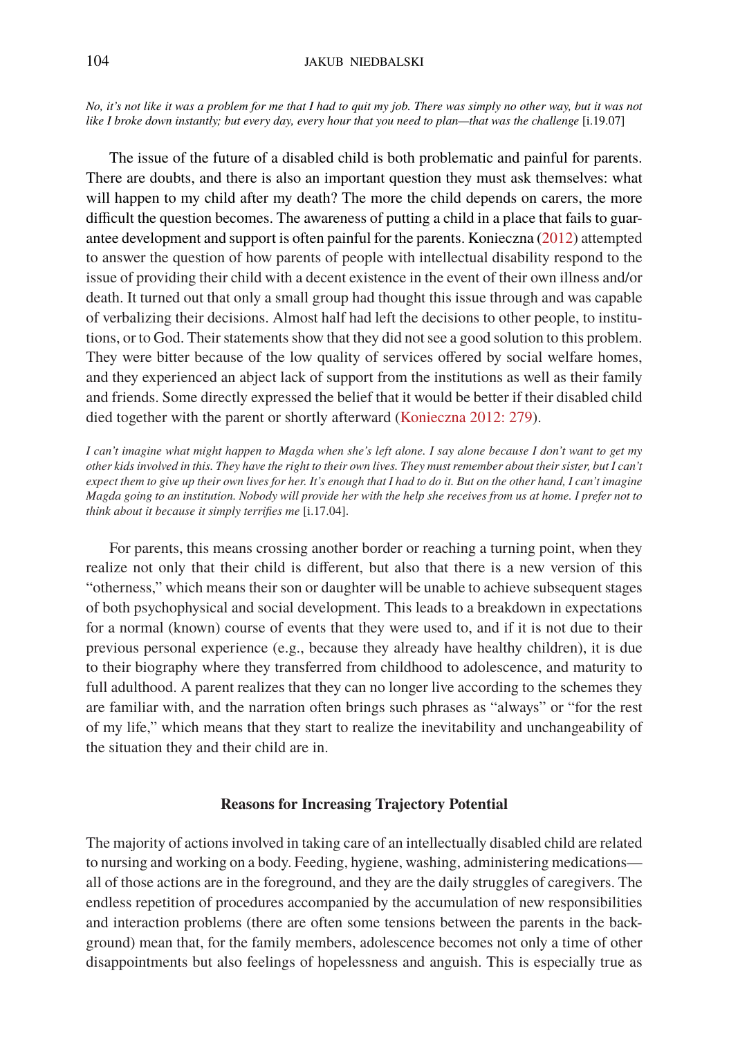*No, it's not like it was a problem for me that I had to quit my job. There was simply no other way, but it was not like I broke down instantly; but every day, every hour that you need to plan—that was the challenge* [i.19.07]

The issue of the future of a disabled child is both problematic and painful for parents. There are doubts, and there is also an important question they must ask themselves: what will happen to my child after my death? The more the child depends on carers, the more difficult the question becomes. The awareness of putting a child in a place that fails to guarantee development and support is often painful for the parents. Konieczna (2012) attempted to answer the question of how parents of people with intellectual disability respond to the issue of providing their child with a decent existence in the event of their own illness and/or death. It turned out that only a small group had thought this issue through and was capable of verbalizing their decisions. Almost half had left the decisions to other people, to institutions, or to God. Their statements show that they did not see a good solution to this problem. They were bitter because of the low quality of services offered by social welfare homes, and they experienced an abject lack of support from the institutions as well as their family and friends. Some directly expressed the belief that it would be better if their disabled child died together with the parent or shortly afterward (Konieczna 2012: 279).

*I can't imagine what might happen to Magda when she's left alone. I say alone because I don't want to get my other kids involved in this. They have the right to their own lives. They must remember about their sister, but I can't expect them to give up their own lives for her. It's enough that I had to do it. But on the other hand, I can't imagine Magda going to an institution. Nobody will provide her with the help she receives from us at home. I prefer not to think about it because it simply terrifies me* [i.17.04].

For parents, this means crossing another border or reaching a turning point, when they realize not only that their child is different, but also that there is a new version of this "otherness," which means their son or daughter will be unable to achieve subsequent stages of both psychophysical and social development. This leads to a breakdown in expectations for a normal (known) course of events that they were used to, and if it is not due to their previous personal experience (e.g., because they already have healthy children), it is due to their biography where they transferred from childhood to adolescence, and maturity to full adulthood. A parent realizes that they can no longer live according to the schemes they are familiar with, and the narration often brings such phrases as "always" or "for the rest of my life," which means that they start to realize the inevitability and unchangeability of the situation they and their child are in.

### Reasons for Increasing Trajectory Potential

The majority of actions involved in taking care of an intellectually disabled child are related to nursing and working on a body. Feeding, hygiene, washing, administering medications—all of those actions are in the foreground, and they are the daily struggles of caregivers. The endless repetition of procedures accompanied by the accumulation of new responsibilities and interaction problems (there are often some tensions between the parents in the background) mean that, for the family members, adolescence becomes not only a time of other disappointments but also feelings of hopelessness and anguish. This is especially true as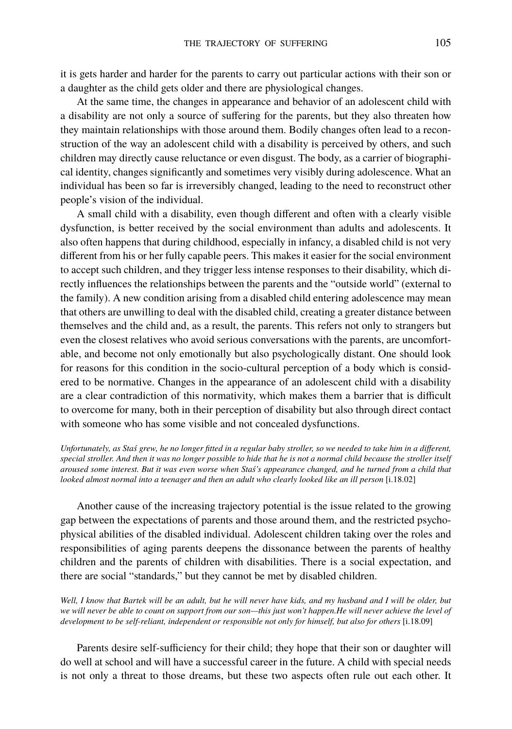it is gets harder and harder for the parents to carry out particular actions with their son or a daughter as the child gets older and there are physiological changes.

At the same time, the changes in appearance and behavior of an adolescent child with a disability are not only a source of suffering for the parents, but they also threaten how they maintain relationships with those around them. Bodily changes often lead to a reconstruction of the way an adolescent child with a disability is perceived by others, and such children may directly cause reluctance or even disgust. The body, as a carrier of biographical identity, changes significantly and sometimes very visibly during adolescence. What an individual has been so far is irreversibly changed, leading to the need to reconstruct other people's vision of the individual.

A small child with a disability, even though different and often with a clearly visible dysfunction, is better received by the social environment than adults and adolescents. It also often happens that during childhood, especially in infancy, a disabled child is not very different from his or her fully capable peers. This makes it easier for the social environment to accept such children, and they trigger less intense responses to their disability, which directly influences the relationships between the parents and the "outside world" (external to the family). A new condition arising from a disabled child entering adolescence may mean that others are unwilling to deal with the disabled child, creating a greater distance between themselves and the child and, as a result, the parents. This refers not only to strangers but even the closest relatives who avoid serious conversations with the parents, are uncomfortable, and become not only emotionally but also psychologically distant. One should look for reasons for this condition in the socio-cultural perception of a body which is considered to be normative. Changes in the appearance of an adolescent child with a disability are a clear contradiction of this normativity, which makes them a barrier that is difficult to overcome for many, both in their perception of disability but also through direct contact with someone who has some visible and not concealed dysfunctions.

*Unfortunately, as Staś grew, he no longer fitted in a regular baby stroller, so we needed to take him in a different, special stroller. And then it was no longer possible to hide that he is not a normal child because the stroller itself aroused some interest. But it was even worse when Staś's appearance changed, and he turned from a child that looked almost normal into a teenager and then an adult who clearly looked like an ill person* [i.18.02]

Another cause of the increasing trajectory potential is the issue related to the growing gap between the expectations of parents and those around them, and the restricted psychophysical abilities of the disabled individual. Adolescent children taking over the roles and responsibilities of aging parents deepens the dissonance between the parents of healthy children and the parents of children with disabilities. There is a social expectation, and there are social "standards," but they cannot be met by disabled children.

*Well, I know that Bartek will be an adult, but he will never have kids, and my husband and I will be older, but we will never be able to count on support from our son—this just won't happen.He will never achieve the level of development to be self-reliant, independent or responsible not only for himself, but also for others* [i.18.09]

Parents desire self-sufficiency for their child; they hope that their son or daughter will do well at school and will have a successful career in the future. A child with special needs is not only a threat to those dreams, but these two aspects often rule out each other. It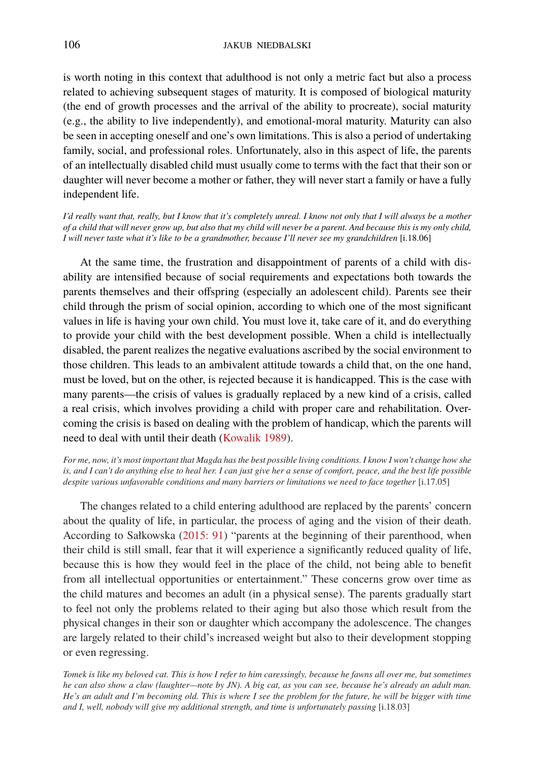is worth noting in this context that adulthood is not only a metric fact but also a process related to achieving subsequent stages of maturity. It is composed of biological maturity (the end of growth processes and the arrival of the ability to procreate), social maturity (e.g., the ability to live independently), and emotional-moral maturity. Maturity can also be seen in accepting oneself and one's own limitations. This is also a period of undertaking family, social, and professional roles. Unfortunately, also in this aspect of life, the parents of an intellectually disabled child must usually come to terms with the fact that their son or daughter will never become a mother or father, they will never start a family or have a fully independent life.

*I'd really want that, really, but I know that it's completely unreal. I know not only that I will always be a mother of a child that will never grow up, but also that my child will never be a parent. And because this is my only child, I will never taste what it's like to be a grandmother, because I'll never see my grandchildren* [i.18.06]

At the same time, the frustration and disappointment of parents of a child with disability are intensified because of social requirements and expectations both towards the parents themselves and their offspring (especially an adolescent child). Parents see their child through the prism of social opinion, according to which one of the most significant values in life is having your own child. You must love it, take care of it, and do everything to provide your child with the best development possible. When a child is intellectually disabled, the parent realizes the negative evaluations ascribed by the social environment to those children. This leads to an ambivalent attitude towards a child that, on the one hand, must be loved, but on the other, is rejected because it is handicapped. This is the case with many parents—the crisis of values is gradually replaced by a new kind of a crisis, called a real crisis, which involves providing a child with proper care and rehabilitation. Overcoming the crisis is based on dealing with the problem of handicap, which the parents will need to deal with until their death (Kowalik 1989).

*For me, now, it's most important that Magda has the best possible living conditions. I know I won't change how she is, and I can't do anything else to heal her. I can just give her a sense of comfort, peace, and the best life possible despite various unfavorable conditions and many barriers or limitations we need to face together* [i.17.05]

The changes related to a child entering adulthood are replaced by the parents' concern about the quality of life, in particular, the process of aging and the vision of their death. According to Sałkowska (2015: 91) "parents at the beginning of their parenthood, when their child is still small, fear that it will experience a significantly reduced quality of life, because this is how they would feel in the place of the child, not being able to benefit from all intellectual opportunities or entertainment." These concerns grow over time as the child matures and becomes an adult (in a physical sense). The parents gradually start to feel not only the problems related to their aging but also those which result from the physical changes in their son or daughter which accompany the adolescence. The changes are largely related to their child's increased weight but also to their development stopping or even regressing.

*Tomek is like my beloved cat. This is how I refer to him caressingly, because he fawns all over me, but sometimes he can also show a claw (laughter—note by JN). A big cat, as you can see, because he's already an adult man. He's an adult and I'm becoming old. This is where I see the problem for the future, he will be bigger with time and I, well, nobody will give my additional strength, and time is unfortunately passing* [i.18.03]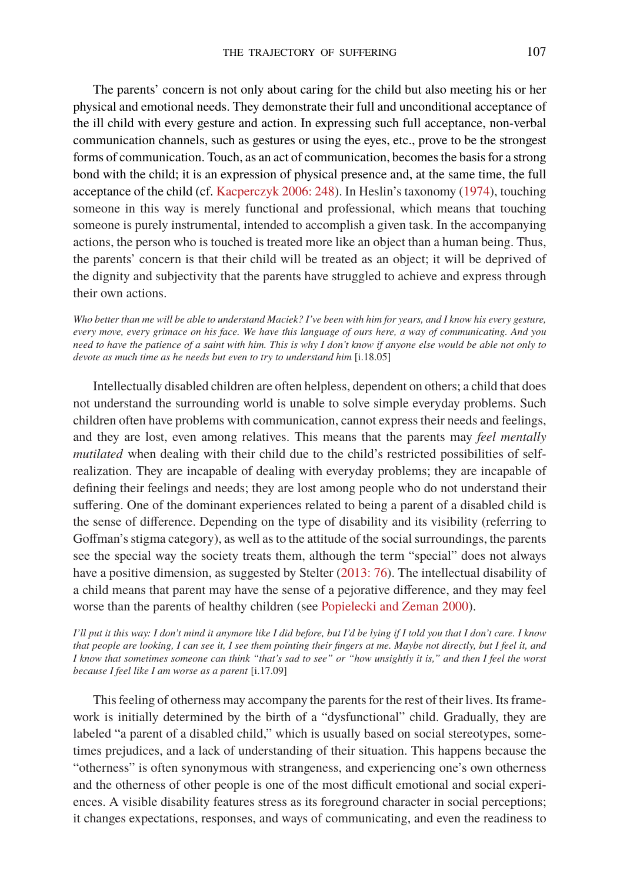The parents' concern is not only about caring for the child but also meeting his or her physical and emotional needs. They demonstrate their full and unconditional acceptance of the ill child with every gesture and action. In expressing such full acceptance, non-verbal communication channels, such as gestures or using the eyes, etc., prove to be the strongest forms of communication. Touch, as an act of communication, becomes the basis for a strong bond with the child; it is an expression of physical presence and, at the same time, the full acceptance of the child (cf. Kacperczyk 2006: 248). In Heslin's taxonomy (1974), touching someone in this way is merely functional and professional, which means that touching someone is purely instrumental, intended to accomplish a given task. In the accompanying actions, the person who is touched is treated more like an object than a human being. Thus, the parents' concern is that their child will be treated as an object; it will be deprived of the dignity and subjectivity that the parents have struggled to achieve and express through their own actions.

*Who better than me will be able to understand Maciek? I've been with him for years, and I know his every gesture, every move, every grimace on his face. We have this language of ours here, a way of communicating. And you need to have the patience of a saint with him. This is why I don't know if anyone else would be able not only to devote as much time as he needs but even to try to understand him* [i.18.05]

Intellectually disabled children are often helpless, dependent on others; a child that does not understand the surrounding world is unable to solve simple everyday problems. Such children often have problems with communication, cannot express their needs and feelings, and they are lost, even among relatives. This means that the parents may *feel mentally mutilated* when dealing with their child due to the child's restricted possibilities of self-realization. They are incapable of dealing with everyday problems; they are incapable of defining their feelings and needs; they are lost among people who do not understand their suffering. One of the dominant experiences related to being a parent of a disabled child is the sense of difference. Depending on the type of disability and its visibility (referring to Goffman's stigma category), as well as to the attitude of the social surroundings, the parents see the special way the society treats them, although the term "special" does not always have a positive dimension, as suggested by Stelter (2013: 76). The intellectual disability of a child means that parent may have the sense of a pejorative difference, and they may feel worse than the parents of healthy children (see Popielecki and Zeman 2000).

*I'll put it this way: I don't mind it anymore like I did before, but I'd be lying if I told you that I don't care. I know that people are looking, I can see it, I see them pointing their fingers at me. Maybe not directly, but I feel it, and I know that sometimes someone can think "that's sad to see" or "how unsightly it is," and then I feel the worst because I feel like I am worse as a parent* [i.17.09]

This feeling of otherness may accompany the parents for the rest of their lives. Its framework is initially determined by the birth of a "dysfunctional" child. Gradually, they are labeled "a parent of a disabled child," which is usually based on social stereotypes, sometimes prejudices, and a lack of understanding of their situation. This happens because the "otherness" is often synonymous with strangeness, and experiencing one's own otherness and the otherness of other people is one of the most difficult emotional and social experiences. A visible disability features stress as its foreground character in social perceptions; it changes expectations, responses, and ways of communicating, and even the readiness to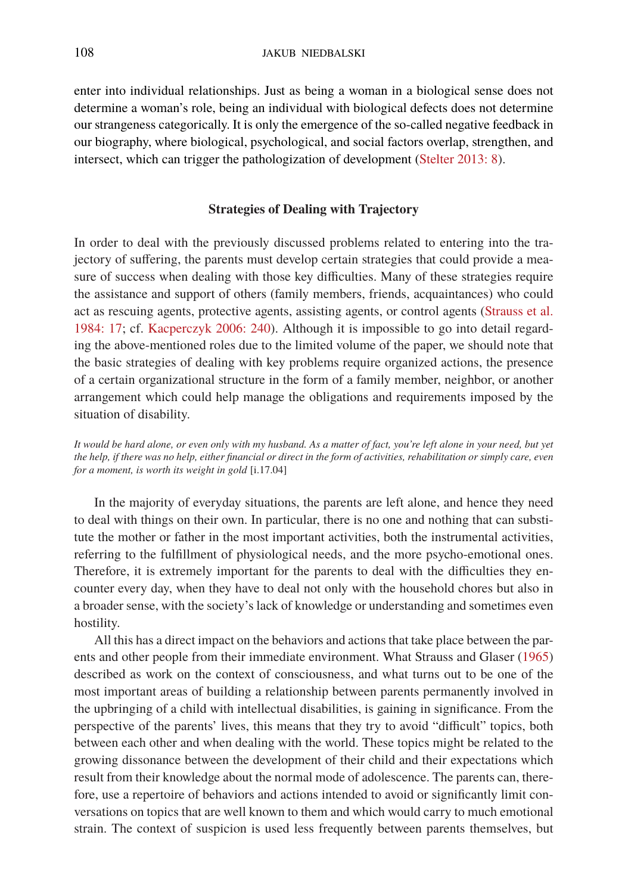enter into individual relationships. Just as being a woman in a biological sense does not determine a woman's role, being an individual with biological defects does not determine our strangeness categorically. It is only the emergence of the so-called negative feedback in our biography, where biological, psychological, and social factors overlap, strengthen, and intersect, which can trigger the pathologization of development (Stelter 2013: 8).

### Strategies of Dealing with Trajectory

In order to deal with the previously discussed problems related to entering into the trajectory of suffering, the parents must develop certain strategies that could provide a measure of success when dealing with those key difficulties. Many of these strategies require the assistance and support of others (family members, friends, acquaintances) who could act as rescuing agents, protective agents, assisting agents, or control agents (Strauss et al. 1984: 17; cf. Kacperczyk 2006: 240). Although it is impossible to go into detail regarding the above-mentioned roles due to the limited volume of the paper, we should note that the basic strategies of dealing with key problems require organized actions, the presence of a certain organizational structure in the form of a family member, neighbor, or another arrangement which could help manage the obligations and requirements imposed by the situation of disability.

*It would be hard alone, or even only with my husband. As a matter of fact, you're left alone in your need, but yet the help, if there was no help, either financial or direct in the form of activities, rehabilitation or simply care, even for a moment, is worth its weight in gold* [i.17.04]

In the majority of everyday situations, the parents are left alone, and hence they need to deal with things on their own. In particular, there is no one and nothing that can substitute the mother or father in the most important activities, both the instrumental activities, referring to the fulfillment of physiological needs, and the more psycho-emotional ones. Therefore, it is extremely important for the parents to deal with the difficulties they encounter every day, when they have to deal not only with the household chores but also in a broader sense, with the society's lack of knowledge or understanding and sometimes even hostility.

All this has a direct impact on the behaviors and actions that take place between the parents and other people from their immediate environment. What Strauss and Glaser (1965) described as work on the context of consciousness, and what turns out to be one of the most important areas of building a relationship between parents permanently involved in the upbringing of a child with intellectual disabilities, is gaining in significance. From the perspective of the parents' lives, this means that they try to avoid "difficult" topics, both between each other and when dealing with the world. These topics might be related to the growing dissonance between the development of their child and their expectations which result from their knowledge about the normal mode of adolescence. The parents can, therefore, use a repertoire of behaviors and actions intended to avoid or significantly limit conversations on topics that are well known to them and which would carry to much emotional strain. The context of suspicion is used less frequently between parents themselves, but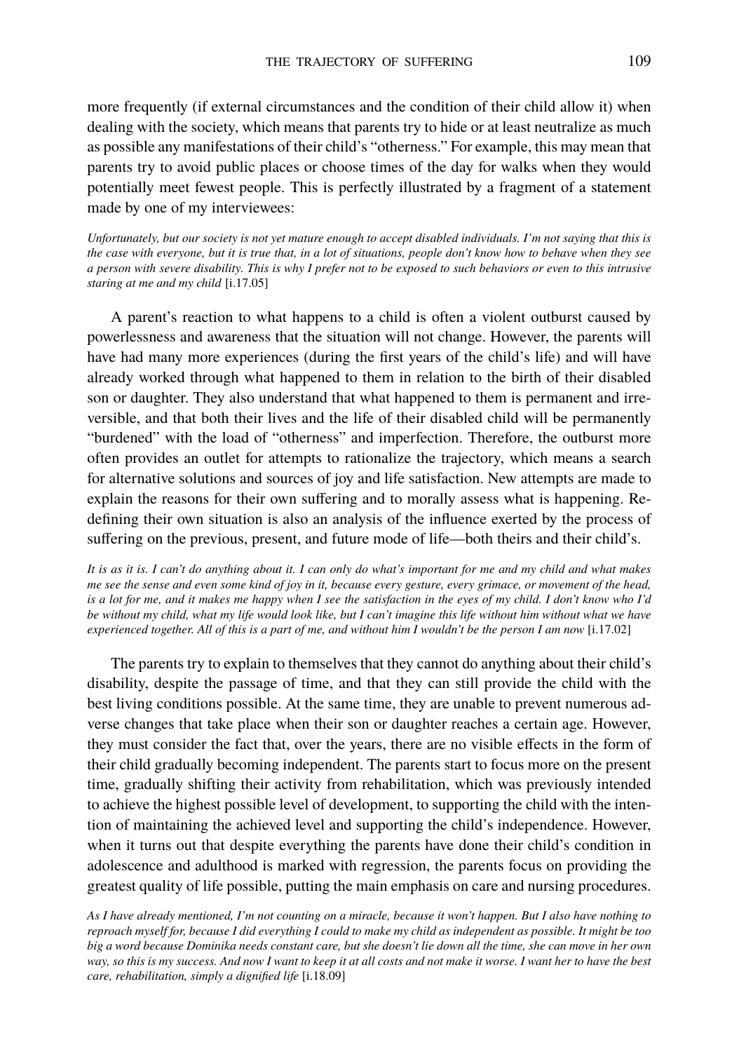more frequently (if external circumstances and the condition of their child allow it) when dealing with the society, which means that parents try to hide or at least neutralize as much as possible any manifestations of their child's "otherness." For example, this may mean that parents try to avoid public places or choose times of the day for walks when they would potentially meet fewest people. This is perfectly illustrated by a fragment of a statement made by one of my interviewees:

*Unfortunately, but our society is not yet mature enough to accept disabled individuals. I'm not saying that this is the case with everyone, but it is true that, in a lot of situations, people don't know how to behave when they see a person with severe disability. This is why I prefer not to be exposed to such behaviors or even to this intrusive staring at me and my child* [i.17.05]

A parent's reaction to what happens to a child is often a violent outburst caused by powerlessness and awareness that the situation will not change. However, the parents will have had many more experiences (during the first years of the child's life) and will have already worked through what happened to them in relation to the birth of their disabled son or daughter. They also understand that what happened to them is permanent and irreversible, and that both their lives and the life of their disabled child will be permanently "burdened" with the load of "otherness" and imperfection. Therefore, the outburst more often provides an outlet for attempts to rationalize the trajectory, which means a search for alternative solutions and sources of joy and life satisfaction. New attempts are made to explain the reasons for their own suffering and to morally assess what is happening. Redefining their own situation is also an analysis of the influence exerted by the process of suffering on the previous, present, and future mode of life—both theirs and their child's.

*It is as it is. I can't do anything about it. I can only do what's important for me and my child and what makes me see the sense and even some kind of joy in it, because every gesture, every grimace, or movement of the head, is a lot for me, and it makes me happy when I see the satisfaction in the eyes of my child. I don't know who I'd be without my child, what my life would look like, but I can't imagine this life without him without what we have experienced together. All of this is a part of me, and without him I wouldn't be the person I am now* [i.17.02]

The parents try to explain to themselves that they cannot do anything about their child's disability, despite the passage of time, and that they can still provide the child with the best living conditions possible. At the same time, they are unable to prevent numerous adverse changes that take place when their son or daughter reaches a certain age. However, they must consider the fact that, over the years, there are no visible effects in the form of their child gradually becoming independent. The parents start to focus more on the present time, gradually shifting their activity from rehabilitation, which was previously intended to achieve the highest possible level of development, to supporting the child with the intention of maintaining the achieved level and supporting the child's independence. However, when it turns out that despite everything the parents have done their child's condition in adolescence and adulthood is marked with regression, the parents focus on providing the greatest quality of life possible, putting the main emphasis on care and nursing procedures.

*As I have already mentioned, I'm not counting on a miracle, because it won't happen. But I also have nothing to reproach myself for, because I did everything I could to make my child as independent as possible. It might be too big a word because Dominika needs constant care, but she doesn't lie down all the time, she can move in her own way, so this is my success. And now I want to keep it at all costs and not make it worse. I want her to have the best care, rehabilitation, simply a dignified life* [i.18.09]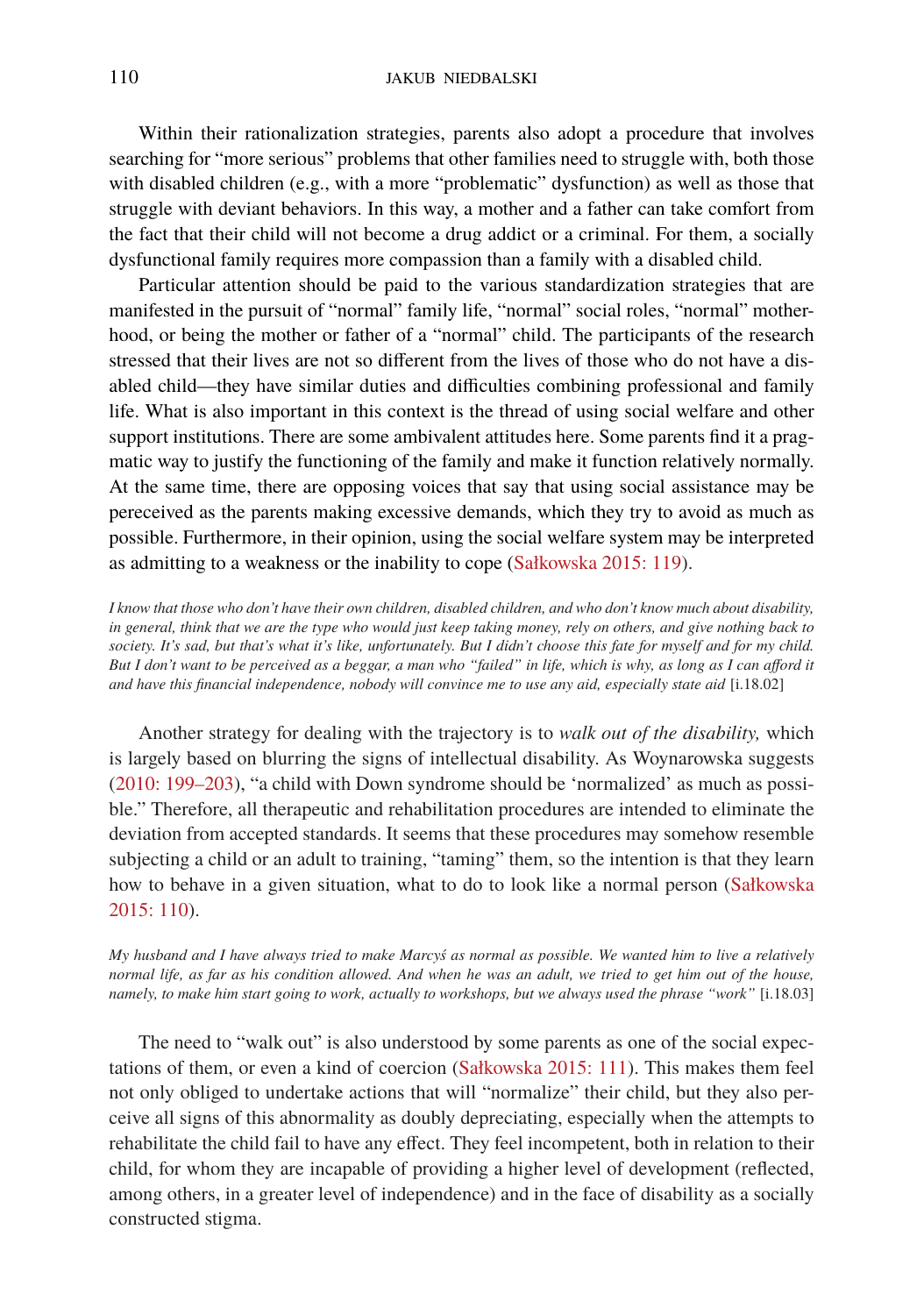Within their rationalization strategies, parents also adopt a procedure that involves searching for "more serious" problems that other families need to struggle with, both those with disabled children (e.g., with a more "problematic" dysfunction) as well as those that struggle with deviant behaviors. In this way, a mother and a father can take comfort from the fact that their child will not become a drug addict or a criminal. For them, a socially dysfunctional family requires more compassion than a family with a disabled child.

Particular attention should be paid to the various standardization strategies that are manifested in the pursuit of "normal" family life, "normal" social roles, "normal" motherhood, or being the mother or father of a "normal" child. The participants of the research stressed that their lives are not so different from the lives of those who do not have a disabled child—they have similar duties and difficulties combining professional and family life. What is also important in this context is the thread of using social welfare and other support institutions. There are some ambivalent attitudes here. Some parents find it a pragmatic way to justify the functioning of the family and make it function relatively normally. At the same time, there are opposing voices that say that using social assistance may be pereceived as the parents making excessive demands, which they try to avoid as much as possible. Furthermore, in their opinion, using the social welfare system may be interpreted as admitting to a weakness or the inability to cope (Sałkowska 2015: 119).

*I know that those who don't have their own children, disabled children, and who don't know much about disability, in general, think that we are the type who would just keep taking money, rely on others, and give nothing back to society. It's sad, but that's what it's like, unfortunately. But I didn't choose this fate for myself and for my child. But I don't want to be perceived as a beggar, a man who "failed" in life, which is why, as long as I can afford it and have this financial independence, nobody will convince me to use any aid, especially state aid* [i.18.02]

Another strategy for dealing with the trajectory is to *walk out of the disability,* which is largely based on blurring the signs of intellectual disability. As Woynarowska suggests (2010: 199–203), "a child with Down syndrome should be 'normalized' as much as possible." Therefore, all therapeutic and rehabilitation procedures are intended to eliminate the deviation from accepted standards. It seems that these procedures may somehow resemble subjecting a child or an adult to training, "taming" them, so the intention is that they learn how to behave in a given situation, what to do to look like a normal person (Sałkowska 2015: 110).

*My husband and I have always tried to make Marcyś as normal as possible. We wanted him to live a relatively normal life, as far as his condition allowed. And when he was an adult, we tried to get him out of the house, namely, to make him start going to work, actually to workshops, but we always used the phrase "work"* [i.18.03]

The need to "walk out" is also understood by some parents as one of the social expectations of them, or even a kind of coercion (Sałkowska 2015: 111). This makes them feel not only obliged to undertake actions that will "normalize" their child, but they also perceive all signs of this abnormality as doubly depreciating, especially when the attempts to rehabilitate the child fail to have any effect. They feel incompetent, both in relation to their child, for whom they are incapable of providing a higher level of development (reflected, among others, in a greater level of independence) and in the face of disability as a socially constructed stigma.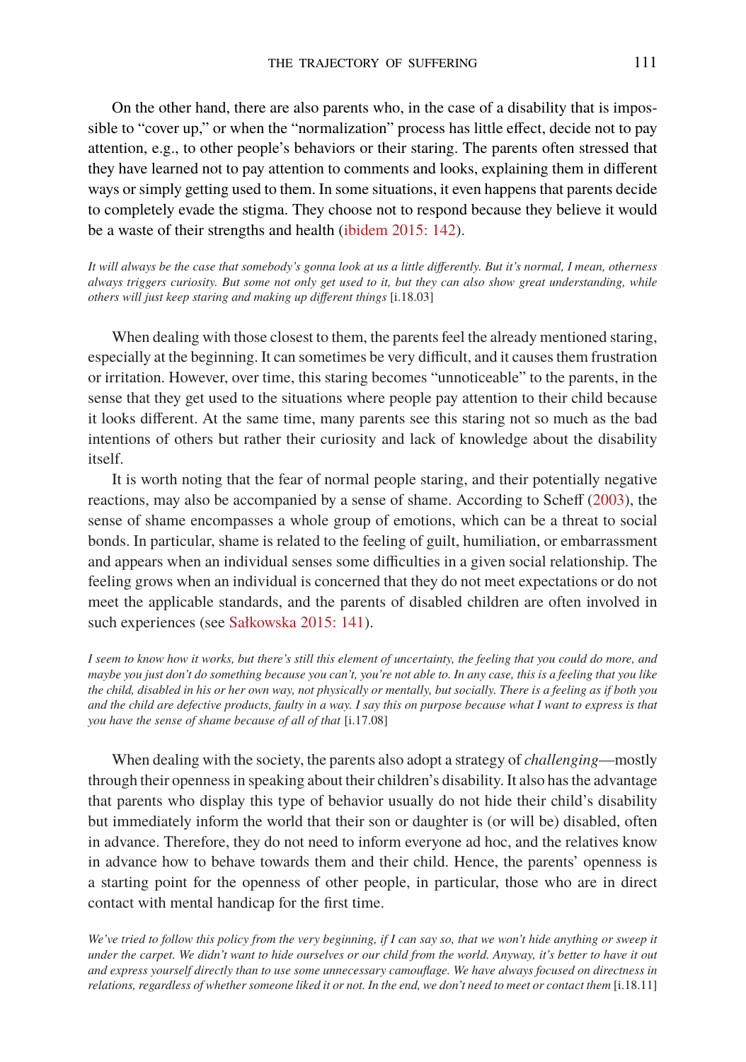On the other hand, there are also parents who, in the case of a disability that is impossible to "cover up," or when the "normalization" process has little effect, decide not to pay attention, e.g., to other people's behaviors or their staring. The parents often stressed that they have learned not to pay attention to comments and looks, explaining them in different ways or simply getting used to them. In some situations, it even happens that parents decide to completely evade the stigma. They choose not to respond because they believe it would be a waste of their strengths and health (ibidem 2015: 142).

*It will always be the case that somebody's gonna look at us a little differently. But it's normal, I mean, otherness always triggers curiosity. But some not only get used to it, but they can also show great understanding, while others will just keep staring and making up different things* [i.18.03]

When dealing with those closest to them, the parents feel the already mentioned staring, especially at the beginning. It can sometimes be very difficult, and it causes them frustration or irritation. However, over time, this staring becomes "unnoticeable" to the parents, in the sense that they get used to the situations where people pay attention to their child because it looks different. At the same time, many parents see this staring not so much as the bad intentions of others but rather their curiosity and lack of knowledge about the disability itself.

It is worth noting that the fear of normal people staring, and their potentially negative reactions, may also be accompanied by a sense of shame. According to Scheff (2003), the sense of shame encompasses a whole group of emotions, which can be a threat to social bonds. In particular, shame is related to the feeling of guilt, humiliation, or embarrassment and appears when an individual senses some difficulties in a given social relationship. The feeling grows when an individual is concerned that they do not meet expectations or do not meet the applicable standards, and the parents of disabled children are often involved in such experiences (see Sałkowska 2015: 141).

*I seem to know how it works, but there's still this element of uncertainty, the feeling that you could do more, and maybe you just don't do something because you can't, you're not able to. In any case, this is a feeling that you like the child, disabled in his or her own way, not physically or mentally, but socially. There is a feeling as if both you and the child are defective products, faulty in a way. I say this on purpose because what I want to express is that you have the sense of shame because of all of that* [i.17.08]

When dealing with the society, the parents also adopt a strategy of *challenging*—mostly through their openness in speaking about their children's disability. It also has the advantage that parents who display this type of behavior usually do not hide their child's disability but immediately inform the world that their son or daughter is (or will be) disabled, often in advance. Therefore, they do not need to inform everyone ad hoc, and the relatives know in advance how to behave towards them and their child. Hence, the parents' openness is a starting point for the openness of other people, in particular, those who are in direct contact with mental handicap for the first time.

*We've tried to follow this policy from the very beginning, if I can say so, that we won't hide anything or sweep it under the carpet. We didn't want to hide ourselves or our child from the world. Anyway, it's better to have it out and express yourself directly than to use some unnecessary camouflage. We have always focused on directness in relations, regardless of whether someone liked it or not. In the end, we don't need to meet or contact them* [i.18.11]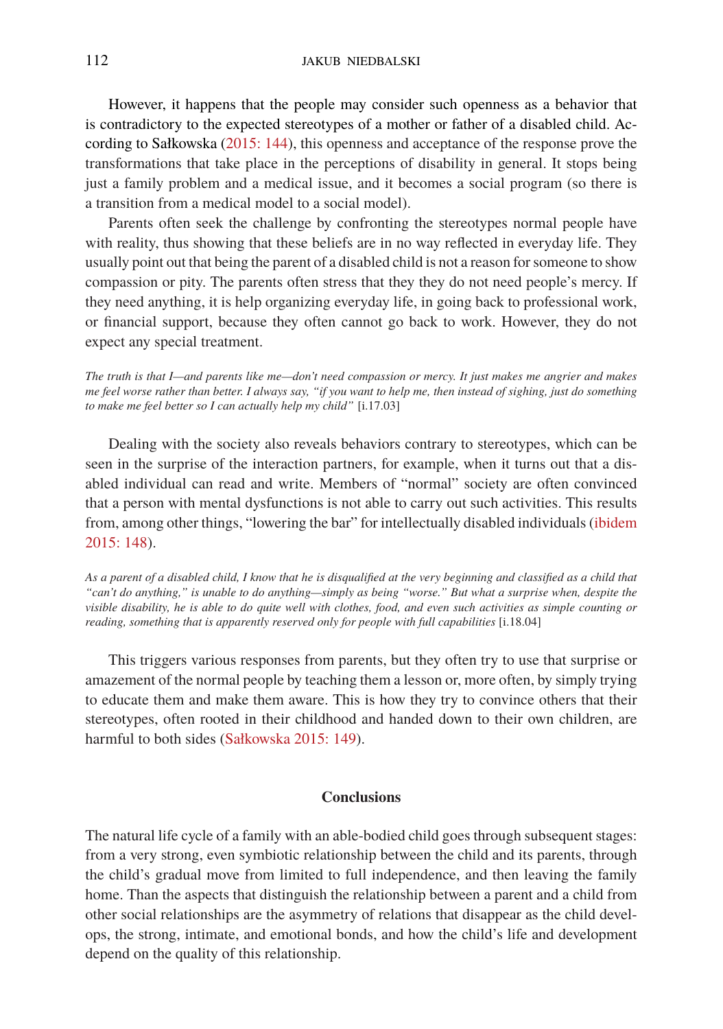However, it happens that the people may consider such openness as a behavior that is contradictory to the expected stereotypes of a mother or father of a disabled child. According to Sałkowska (2015: 144), this openness and acceptance of the response prove the transformations that take place in the perceptions of disability in general. It stops being just a family problem and a medical issue, and it becomes a social program (so there is a transition from a medical model to a social model).

Parents often seek the challenge by confronting the stereotypes normal people have with reality, thus showing that these beliefs are in no way reflected in everyday life. They usually point out that being the parent of a disabled child is not a reason for someone to show compassion or pity. The parents often stress that they they do not need people's mercy. If they need anything, it is help organizing everyday life, in going back to professional work, or financial support, because they often cannot go back to work. However, they do not expect any special treatment.

*The truth is that I—and parents like me—don't need compassion or mercy. It just makes me angrier and makes me feel worse rather than better. I always say, "if you want to help me, then instead of sighing, just do something to make me feel better so I can actually help my child"* [i.17.03]

Dealing with the society also reveals behaviors contrary to stereotypes, which can be seen in the surprise of the interaction partners, for example, when it turns out that a disabled individual can read and write. Members of "normal" society are often convinced that a person with mental dysfunctions is not able to carry out such activities. This results from, among other things, "lowering the bar" for intellectually disabled individuals (ibidem 2015: 148).

*As a parent of a disabled child, I know that he is disqualified at the very beginning and classified as a child that "can't do anything," is unable to do anything—simply as being "worse." But what a surprise when, despite the visible disability, he is able to do quite well with clothes, food, and even such activities as simple counting or reading, something that is apparently reserved only for people with full capabilities* [i.18.04]

This triggers various responses from parents, but they often try to use that surprise or amazement of the normal people by teaching them a lesson or, more often, by simply trying to educate them and make them aware. This is how they try to convince others that their stereotypes, often rooted in their childhood and handed down to their own children, are harmful to both sides (Sałkowska 2015: 149).

## Conclusions

The natural life cycle of a family with an able-bodied child goes through subsequent stages: from a very strong, even symbiotic relationship between the child and its parents, through the child's gradual move from limited to full independence, and then leaving the family home. Than the aspects that distinguish the relationship between a parent and a child from other social relationships are the asymmetry of relations that disappear as the child develops, the strong, intimate, and emotional bonds, and how the child's life and development depend on the quality of this relationship.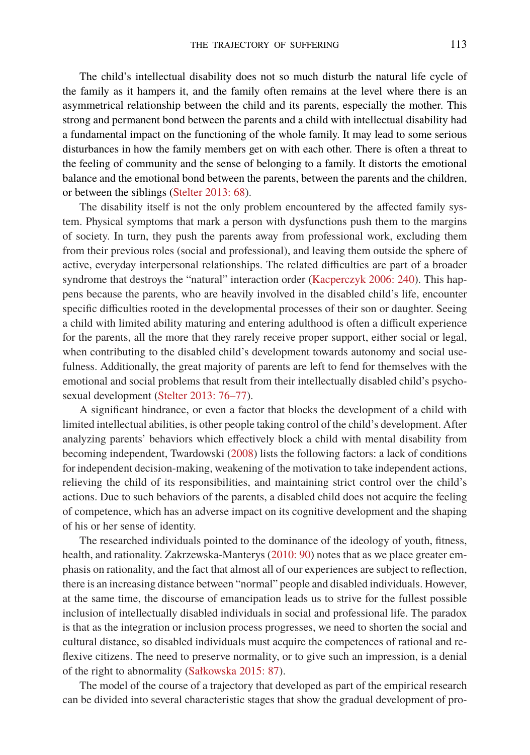The child's intellectual disability does not so much disturb the natural life cycle of the family as it hampers it, and the family often remains at the level where there is an asymmetrical relationship between the child and its parents, especially the mother. This strong and permanent bond between the parents and a child with intellectual disability had a fundamental impact on the functioning of the whole family. It may lead to some serious disturbances in how the family members get on with each other. There is often a threat to the feeling of community and the sense of belonging to a family. It distorts the emotional balance and the emotional bond between the parents, between the parents and the children, or between the siblings (Stelter 2013: 68).

The disability itself is not the only problem encountered by the affected family system. Physical symptoms that mark a person with dysfunctions push them to the margins of society. In turn, they push the parents away from professional work, excluding them from their previous roles (social and professional), and leaving them outside the sphere of active, everyday interpersonal relationships. The related difficulties are part of a broader syndrome that destroys the "natural" interaction order (Kacperczyk 2006: 240). This happens because the parents, who are heavily involved in the disabled child's life, encounter specific difficulties rooted in the developmental processes of their son or daughter. Seeing a child with limited ability maturing and entering adulthood is often a difficult experience for the parents, all the more that they rarely receive proper support, either social or legal, when contributing to the disabled child's development towards autonomy and social usefulness. Additionally, the great majority of parents are left to fend for themselves with the emotional and social problems that result from their intellectually disabled child's psychosexual development (Stelter 2013: 76–77).

A significant hindrance, or even a factor that blocks the development of a child with limited intellectual abilities, is other people taking control of the child's development. After analyzing parents' behaviors which effectively block a child with mental disability from becoming independent, Twardowski (2008) lists the following factors: a lack of conditions for independent decision-making, weakening of the motivation to take independent actions, relieving the child of its responsibilities, and maintaining strict control over the child's actions. Due to such behaviors of the parents, a disabled child does not acquire the feeling of competence, which has an adverse impact on its cognitive development and the shaping of his or her sense of identity.

The researched individuals pointed to the dominance of the ideology of youth, fitness, health, and rationality. Zakrzewska-Manterys (2010: 90) notes that as we place greater emphasis on rationality, and the fact that almost all of our experiences are subject to reflection, there is an increasing distance between "normal" people and disabled individuals. However, at the same time, the discourse of emancipation leads us to strive for the fullest possible inclusion of intellectually disabled individuals in social and professional life. The paradox is that as the integration or inclusion process progresses, we need to shorten the social and cultural distance, so disabled individuals must acquire the competences of rational and reflexive citizens. The need to preserve normality, or to give such an impression, is a denial of the right to abnormality (Sałkowska 2015: 87).

The model of the course of a trajectory that developed as part of the empirical research can be divided into several characteristic stages that show the gradual development of pro-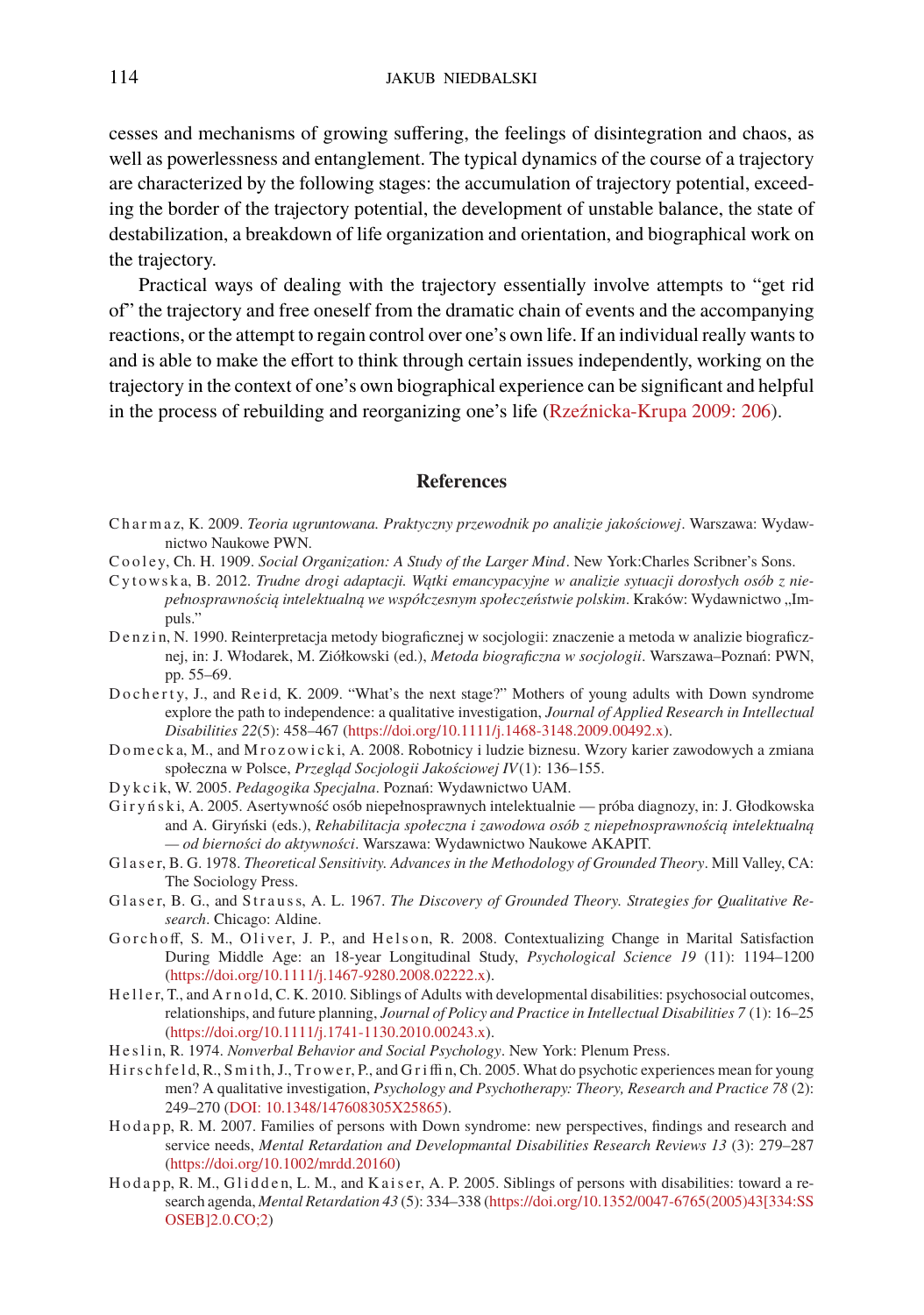cesses and mechanisms of growing suffering, the feelings of disintegration and chaos, as well as powerlessness and entanglement. The typical dynamics of the course of a trajectory are characterized by the following stages: the accumulation of trajectory potential, exceeding the border of the trajectory potential, the development of unstable balance, the state of destabilization, a breakdown of life organization and orientation, and biographical work on the trajectory.

Practical ways of dealing with the trajectory essentially involve attempts to "get rid of" the trajectory and free oneself from the dramatic chain of events and the accompanying reactions, or the attempt to regain control over one's own life. If an individual really wants to and is able to make the effort to think through certain issues independently, working on the trajectory in the context of one's own biographical experience can be significant and helpful in the process of rebuilding and reorganizing one's life (Rzeźnicka-Krupa 2009: 206).

## References

Charmaz, K. 2009. *Teoria ugruntowana. Praktyczny przewodnik po analizie jakościowej*. Warszawa: Wydawnictwo Naukowe PWN.

Cooley, Ch. H. 1909. *Social Organization: A Study of the Larger Mind*. New York:Charles Scribner's Sons.

Cytowska, B. 2012. *Trudne drogi adaptacji. Wątki emancypacyjne w analizie sytuacji dorosłych osób z niepełnosprawnością intelektualną we współczesnym społeczeństwie polskim*. Kraków: Wydawnictwo „Impuls."

Denzin, N. 1990. Reinterpretacja metody biograficznej w socjologii: znaczenie a metoda w analizie biograficznej, in: J. Włodarek, M. Ziółkowski (ed.), *Metoda biograficzna w socjologii*. Warszawa–Poznań: PWN, pp. 55–69.

Docherty, J., and Reid, K. 2009. "What's the next stage?" Mothers of young adults with Down syndrome explore the path to independence: a qualitative investigation, *Journal of Applied Research in Intellectual Disabilities 22*(5): 458–467 (https://doi.org/10.1111/j.1468-3148.2009.00492.x).

Domecka, M., and Mrozowicki, A. 2008. Robotnicy i ludzie biznesu. Wzory karier zawodowych a zmiana społeczna w Polsce, *Przegląd Socjologii Jakościowej IV*(1): 136–155.

Dykcik, W. 2005. *Pedagogika Specjalna*. Poznań: Wydawnictwo UAM.

Giryński, A. 2005. Asertywność osób niepełnosprawnych intelektualnie — próba diagnozy, in: J. Głodkowska and A. Giryński (eds.), *Rehabilitacja społeczna i zawodowa osób z niepełnosprawnością intelektualną — od bierności do aktywności*. Warszawa: Wydawnictwo Naukowe AKAPIT.

Glaser, B. G. 1978. *Theoretical Sensitivity. Advances in the Methodology of Grounded Theory*. Mill Valley, CA: The Sociology Press.

Glaser, B. G., and Strauss, A. L. 1967. *The Discovery of Grounded Theory. Strategies for Qualitative Research*. Chicago: Aldine.

Gorchoff, S. M., Oliver, J. P., and Helson, R. 2008. Contextualizing Change in Marital Satisfaction During Middle Age: an 18-year Longitudinal Study, *Psychological Science 19* (11): 1194–1200 (https://doi.org/10.1111/j.1467-9280.2008.02222.x).

Heller, T., and Arnold, C. K. 2010. Siblings of Adults with developmental disabilities: psychosocial outcomes, relationships, and future planning, *Journal of Policy and Practice in Intellectual Disabilities 7* (1): 16–25 (https://doi.org/10.1111/j.1741-1130.2010.00243.x).

Heslin, R. 1974. *Nonverbal Behavior and Social Psychology*. New York: Plenum Press.

Hirschfeld, R., Smith, J., Trower, P., and Griffin, Ch. 2005. What do psychotic experiences mean for young men? A qualitative investigation, *Psychology and Psychotherapy: Theory, Research and Practice 78* (2): 249–270 (DOI: 10.1348/147608305X25865).

Hodapp, R. M. 2007. Families of persons with Down syndrome: new perspectives, findings and research and service needs, *Mental Retardation and Developmantal Disabilities Research Reviews 13* (3): 279–287 (https://doi.org/10.1002/mrdd.20160)

Hodapp, R. M., Glidden, L. M., and Kaiser, A. P. 2005. Siblings of persons with disabilities: toward a research agenda, *Mental Retardation 43* (5): 334–338 (https://doi.org/10.1352/0047-6765(2005)43[334:SSOSEB]2.0.CO;2)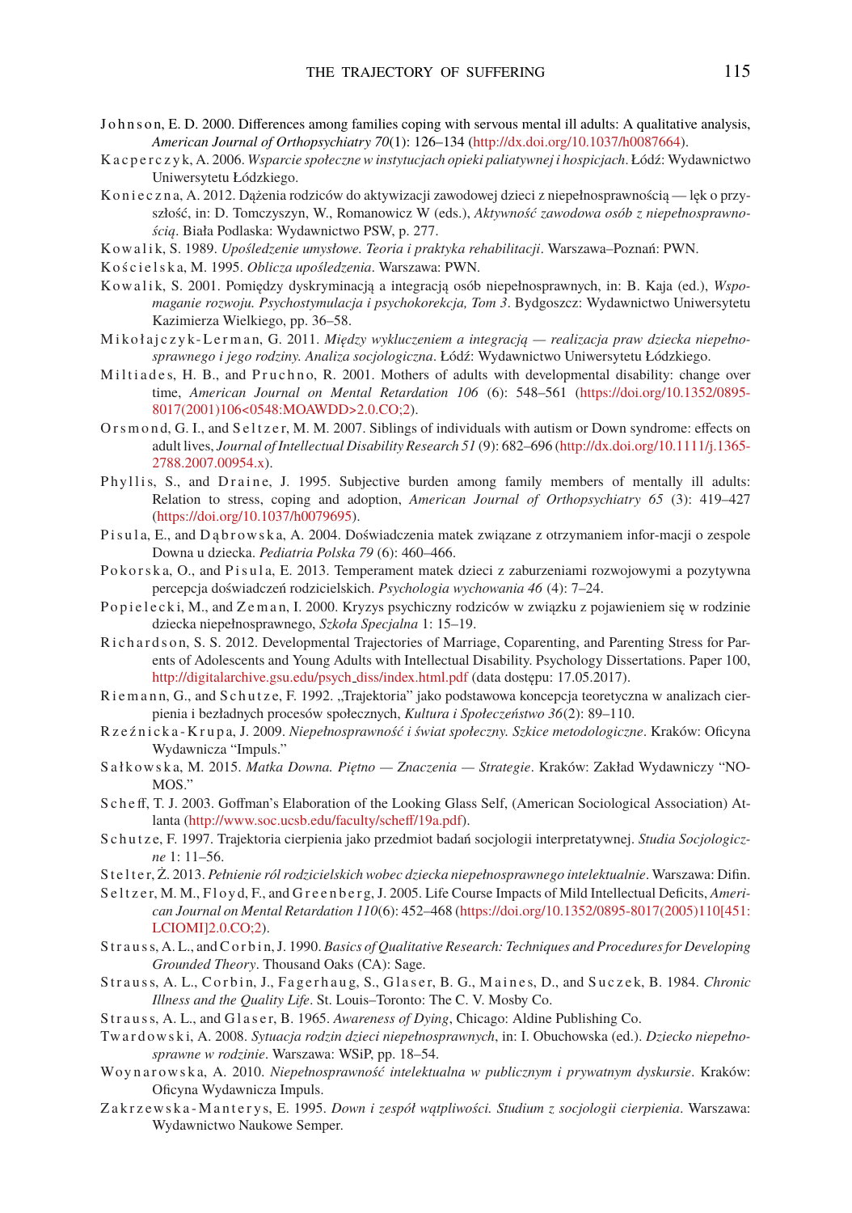Johnson, E. D. 2000. Differences among families coping with servous mental ill adults: A qualitative analysis, *American Journal of Orthopsychiatry 70*(1): 126–134 (http://dx.doi.org/10.1037/h0087664).

Kacperczyk, A. 2006. *Wsparcie społeczne w instytucjach opieki paliatywnej i hospicjach*. Łódź: Wydawnictwo Uniwersytetu Łódzkiego.

Konieczna, A. 2012. Dążenia rodziców do aktywizacji zawodowej dzieci z niepełnosprawnością — lęk o przyszłość, in: D. Tomczyszyn, W., Romanowicz W (eds.), *Aktywność zawodowa osób z niepełnosprawnością*. Biała Podlaska: Wydawnictwo PSW, p. 277.

Kowalik, S. 1989. *Upośledzenie umysłowe. Teoria i praktyka rehabilitacji*. Warszawa–Poznań: PWN.

Kościelska, M. 1995. *Oblicza upośledzenia*. Warszawa: PWN.

Kowalik, S. 2001. Pomiędzy dyskryminacją a integracją osób niepełnosprawnych, in: B. Kaja (ed.), *Wspomaganie rozwoju. Psychostymulacja i psychokorekcja, Tom 3*. Bydgoszcz: Wydawnictwo Uniwersytetu Kazimierza Wielkiego, pp. 36–58.

Mikołajczyk-Lerman, G. 2011. *Między wykluczeniem a integracją — realizacja praw dziecka niepełnosprawnego i jego rodziny. Analiza socjologiczna*. Łódź: Wydawnictwo Uniwersytetu Łódzkiego.

Miltiades, H. B., and Pruchno, R. 2001. Mothers of adults with developmental disability: change over time, *American Journal on Mental Retardation 106* (6): 548–561 (https://doi.org/10.1352/0895-8017(2001)106<0548:MOAWDD>2.0.CO;2).

Orsmond, G. I., and Seltzer, M. M. 2007. Siblings of individuals with autism or Down syndrome: effects on adult lives, *Journal of Intellectual Disability Research 51* (9): 682–696 (http://dx.doi.org/10.1111/j.1365-2788.2007.00954.x).

Phyllis, S., and Draine, J. 1995. Subjective burden among family members of mentally ill adults: Relation to stress, coping and adoption, *American Journal of Orthopsychiatry 65* (3): 419–427 (https://doi.org/10.1037/h0079695).

Pisula, E., and Dąbrowska, A. 2004. Doświadczenia matek związane z otrzymaniem infor-macji o zespole Downa u dziecka. *Pediatria Polska 79* (6): 460–466.

Pokorska, O., and Pisula, E. 2013. Temperament matek dzieci z zaburzeniami rozwojowymi a pozytywna percepcja doświadczeń rodzicielskich. *Psychologia wychowania 46* (4): 7–24.

Popielecki, M., and Zeman, I. 2000. Kryzys psychiczny rodziców w związku z pojawieniem się w rodzinie dziecka niepełnosprawnego, *Szkoła Specjalna* 1: 15–19.

Richardson, S. S. 2012. Developmental Trajectories of Marriage, Coparenting, and Parenting Stress for Parents of Adolescents and Young Adults with Intellectual Disability. Psychology Dissertations. Paper 100, http://digitalarchive.gsu.edu/psych_diss/index.html.pdf (data dostępu: 17.05.2017).

Riemann, G., and Schutze, F. 1992. „Trajektoria" jako podstawowa koncepcja teoretyczna w analizach cierpienia i bezładnych procesów społecznych, *Kultura i Społeczeństwo 36*(2): 89–110.

Rzeźnicka-Krupa, J. 2009. *Niepełnosprawność i świat społeczny. Szkice metodologiczne*. Kraków: Oficyna Wydawnicza "Impuls."

Sałkowska, M. 2015. *Matka Downa. Piętno — Znaczenia — Strategie*. Kraków: Zakład Wydawniczy "NOMOS."

Scheff, T. J. 2003. Goffman's Elaboration of the Looking Glass Self, (American Sociological Association) Atlanta (http://www.soc.ucsb.edu/faculty/scheff/19a.pdf).

Schutze, F. 1997. Trajektoria cierpienia jako przedmiot badań socjologii interpretatywnej. *Studia Socjologiczne* 1: 11–56.

Stelter, Ż. 2013. *Pełnienie ról rodzicielskich wobec dziecka niepełnosprawnego intelektualnie*. Warszawa: Difin.

Seltzer, M. M., Floyd, F., and Greenberg, J. 2005. Life Course Impacts of Mild Intellectual Deficits, *American Journal on Mental Retardation 110*(6): 452–468 (https://doi.org/10.1352/0895-8017(2005)110[451:LCIOMI]2.0.CO;2).

Strauss, A. L., and Corbin, J. 1990. *Basics of Qualitative Research: Techniques and Procedures for Developing Grounded Theory*. Thousand Oaks (CA): Sage.

Strauss, A. L., Corbin, J., Fagerhaug, S., Glaser, B. G., Maines, D., and Suczek, B. 1984. *Chronic Illness and the Quality Life*. St. Louis–Toronto: The C. V. Mosby Co.

Strauss, A. L., and Glaser, B. 1965. *Awareness of Dying*, Chicago: Aldine Publishing Co.

Twardowski, A. 2008. *Sytuacja rodzin dzieci niepełnosprawnych*, in: I. Obuchowska (ed.). *Dziecko niepełnosprawne w rodzinie*. Warszawa: WSiP, pp. 18–54.

Woynarowska, A. 2010. *Niepełnosprawność intelektualna w publicznym i prywatnym dyskursie*. Kraków: Oficyna Wydawnicza Impuls.

Zakrzewska-Manterys, E. 1995. *Down i zespół wątpliwości. Studium z socjologii cierpienia*. Warszawa: Wydawnictwo Naukowe Semper.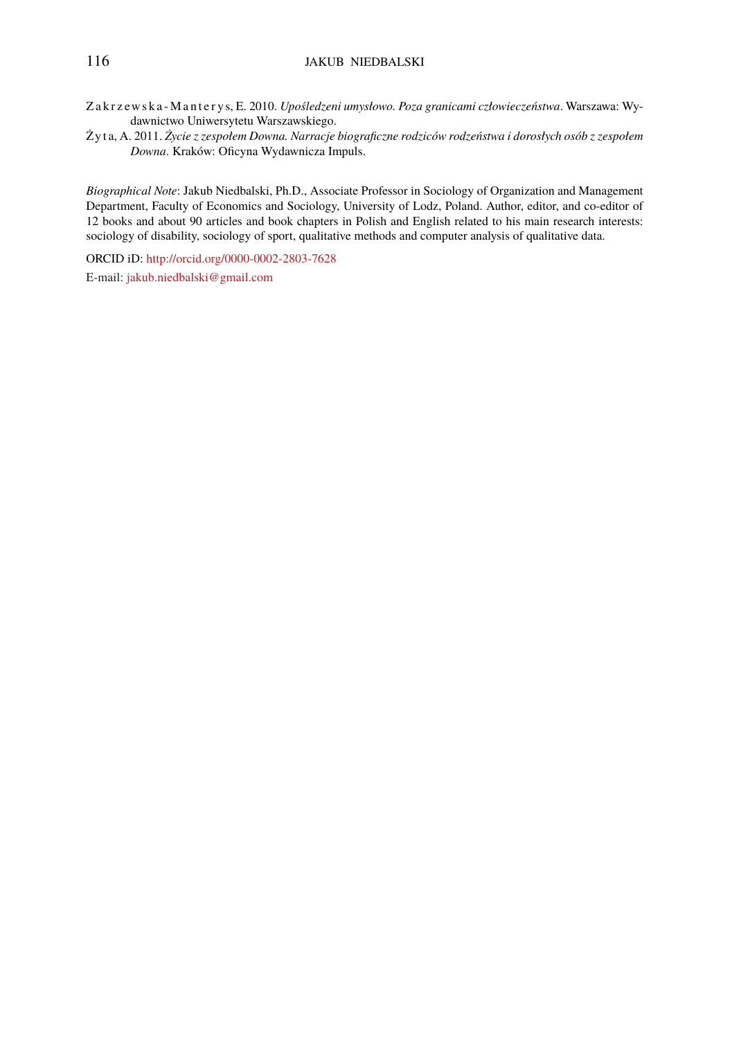Zakrzewska-Manterys, E. 2010. *Upośledzeni umysłowo. Poza granicami człowieczeństwa*. Warszawa: Wydawnictwo Uniwersytetu Warszawskiego.

Żyta, A. 2011. *Życie z zespołem Downa. Narracje biograficzne rodziców rodzeństwa i dorosłych osób z zespołem Downa*. Kraków: Oficyna Wydawnicza Impuls.

*Biographical Note*: Jakub Niedbalski, Ph.D., Associate Professor in Sociology of Organization and Management Department, Faculty of Economics and Sociology, University of Lodz, Poland. Author, editor, and co-editor of 12 books and about 90 articles and book chapters in Polish and English related to his main research interests: sociology of disability, sociology of sport, qualitative methods and computer analysis of qualitative data.

ORCID iD: http://orcid.org/0000-0002-2803-7628

E-mail: jakub.niedbalski@gmail.com